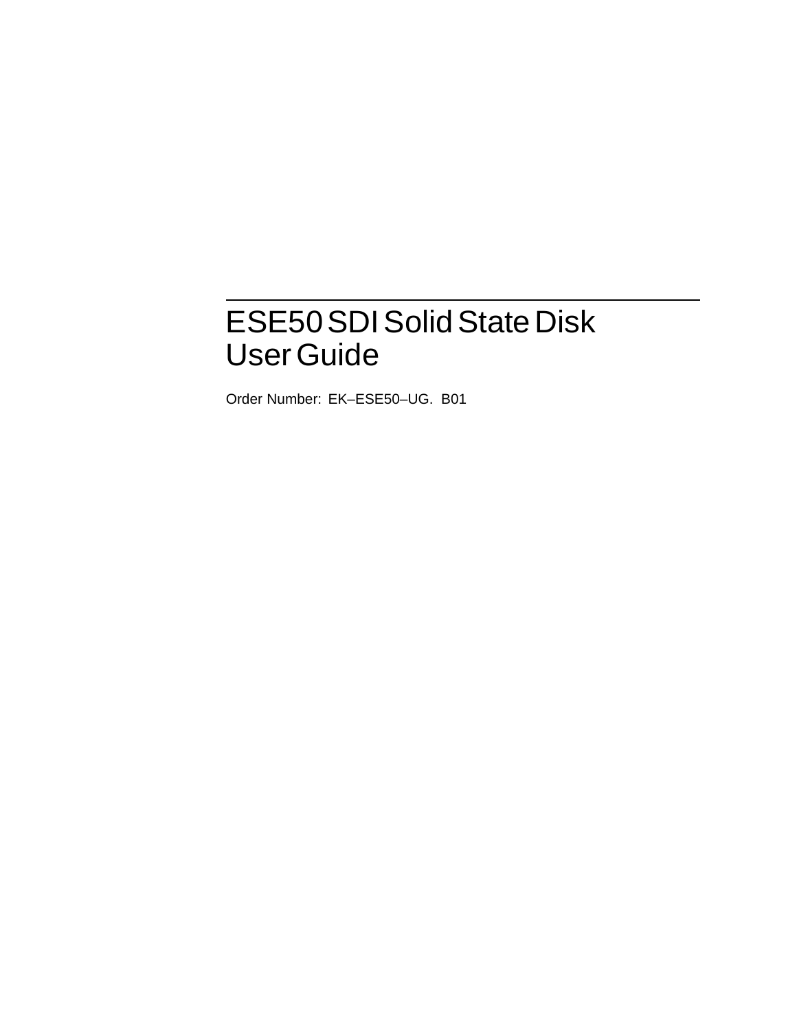# ESE50 SDI Solid State Disk User Guide

Order Number: EK–ESE50–UG. B01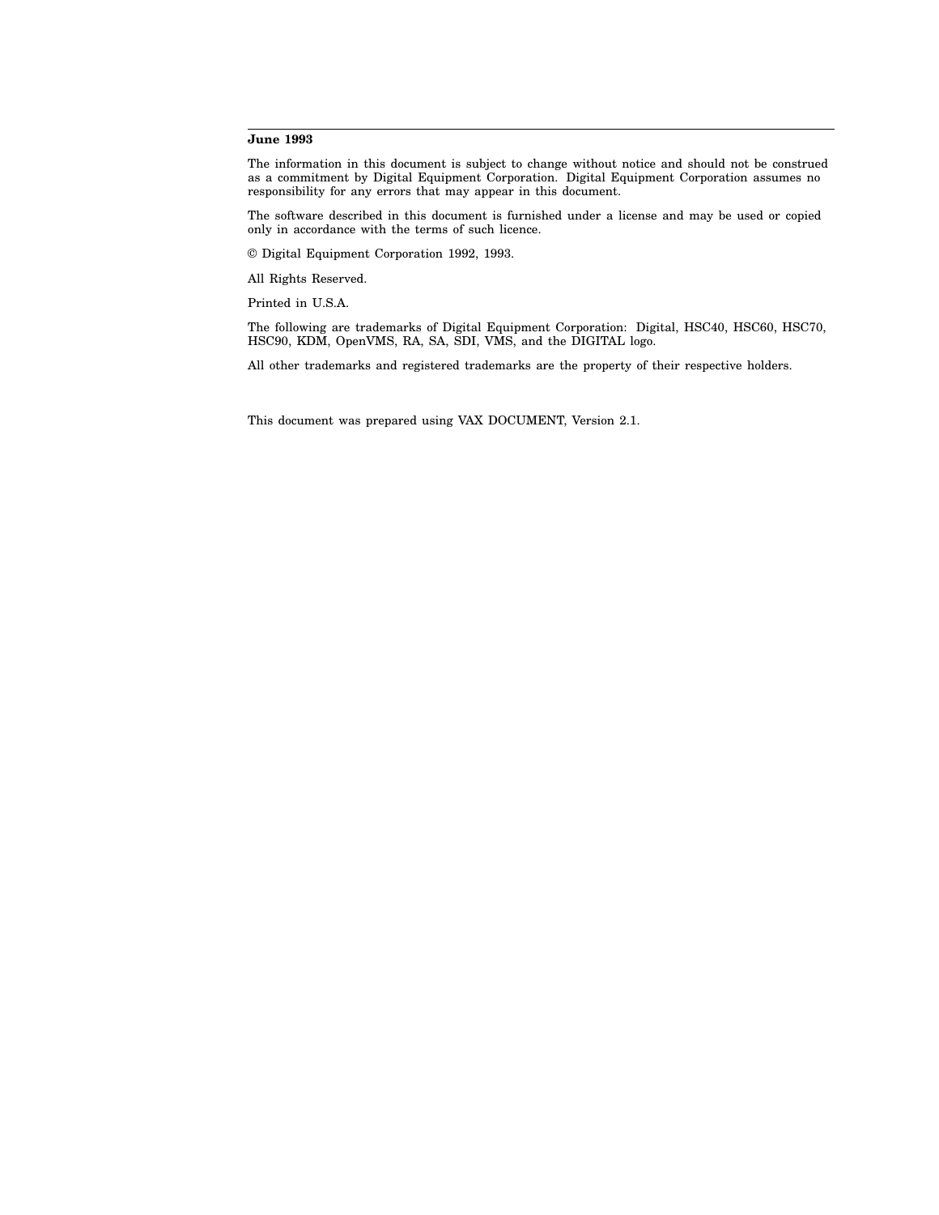**June 1993**

The information in this document is subject to change without notice and should not be construed as a commitment by Digital Equipment Corporation. Digital Equipment Corporation assumes no responsibility for any errors that may appear in this document.

The software described in this document is furnished under a license and may be used or copied only in accordance with the terms of such licence.

© Digital Equipment Corporation 1992, 1993.

All Rights Reserved.

Printed in U.S.A.

The following are trademarks of Digital Equipment Corporation: Digital, HSC40, HSC60, HSC70, HSC90, KDM, OpenVMS, RA, SA, SDI, VMS, and the DIGITAL logo.

All other trademarks and registered trademarks are the property of their respective holders.

This document was prepared using VAX DOCUMENT, Version 2.1.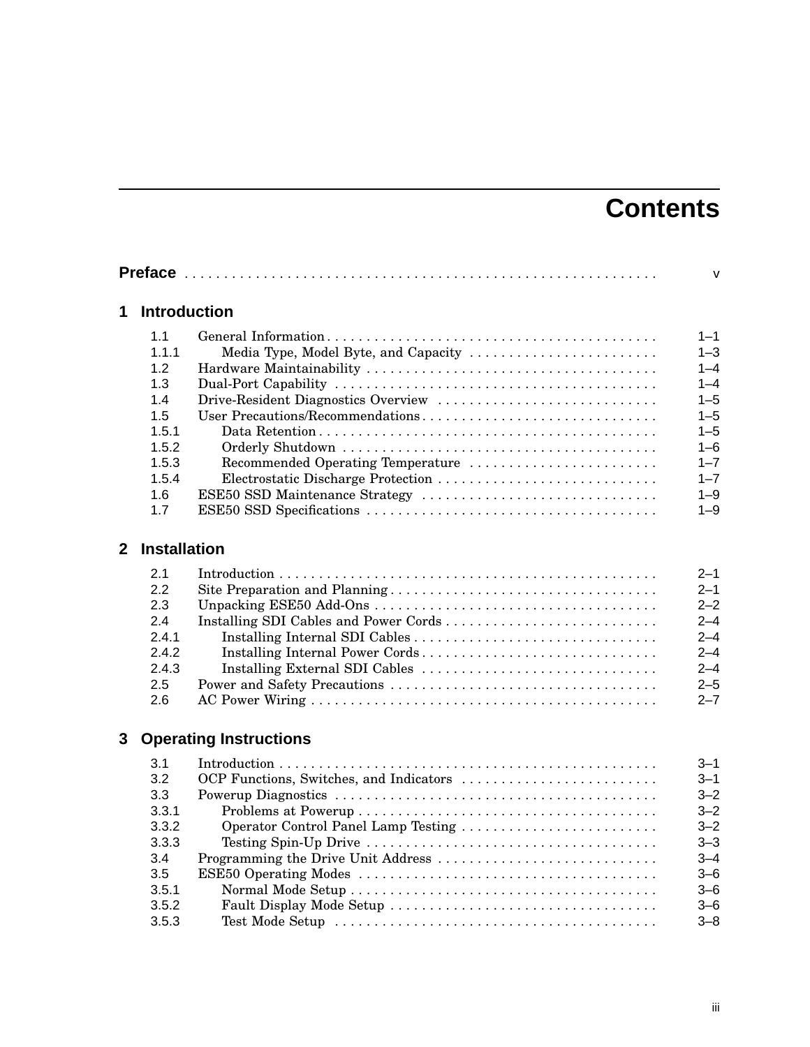# Contents

**Preface** . . . . . . . . . . . . . . . . . . . . . . . . . . . . . . . . . . . . . . . . . . . . . . . . . . . . . . . . . . . v

## 1 Introduction

| | | |
|---|---|---|
| 1.1 | General Information | 1–1 |
| 1.1.1 | Media Type, Model Byte, and Capacity | 1–3 |
| 1.2 | Hardware Maintainability | 1–4 |
| 1.3 | Dual-Port Capability | 1–4 |
| 1.4 | Drive-Resident Diagnostics Overview | 1–5 |
| 1.5 | User Precautions/Recommendations | 1–5 |
| 1.5.1 | Data Retention | 1–5 |
| 1.5.2 | Orderly Shutdown | 1–6 |
| 1.5.3 | Recommended Operating Temperature | 1–7 |
| 1.5.4 | Electrostatic Discharge Protection | 1–7 |
| 1.6 | ESE50 SSD Maintenance Strategy | 1–9 |
| 1.7 | ESE50 SSD Specifications | 1–9 |

## 2 Installation

| | | |
|---|---|---|
| 2.1 | Introduction | 2–1 |
| 2.2 | Site Preparation and Planning | 2–1 |
| 2.3 | Unpacking ESE50 Add-Ons | 2–2 |
| 2.4 | Installing SDI Cables and Power Cords | 2–4 |
| 2.4.1 | Installing Internal SDI Cables | 2–4 |
| 2.4.2 | Installing Internal Power Cords | 2–4 |
| 2.4.3 | Installing External SDI Cables | 2–4 |
| 2.5 | Power and Safety Precautions | 2–5 |
| 2.6 | AC Power Wiring | 2–7 |

## 3 Operating Instructions

| | | |
|---|---|---|
| 3.1 | Introduction | 3–1 |
| 3.2 | OCP Functions, Switches, and Indicators | 3–1 |
| 3.3 | Powerup Diagnostics | 3–2 |
| 3.3.1 | Problems at Powerup | 3–2 |
| 3.3.2 | Operator Control Panel Lamp Testing | 3–2 |
| 3.3.3 | Testing Spin-Up Drive | 3–3 |
| 3.4 | Programming the Drive Unit Address | 3–4 |
| 3.5 | ESE50 Operating Modes | 3–6 |
| 3.5.1 | Normal Mode Setup | 3–6 |
| 3.5.2 | Fault Display Mode Setup | 3–6 |
| 3.5.3 | Test Mode Setup | 3–8 |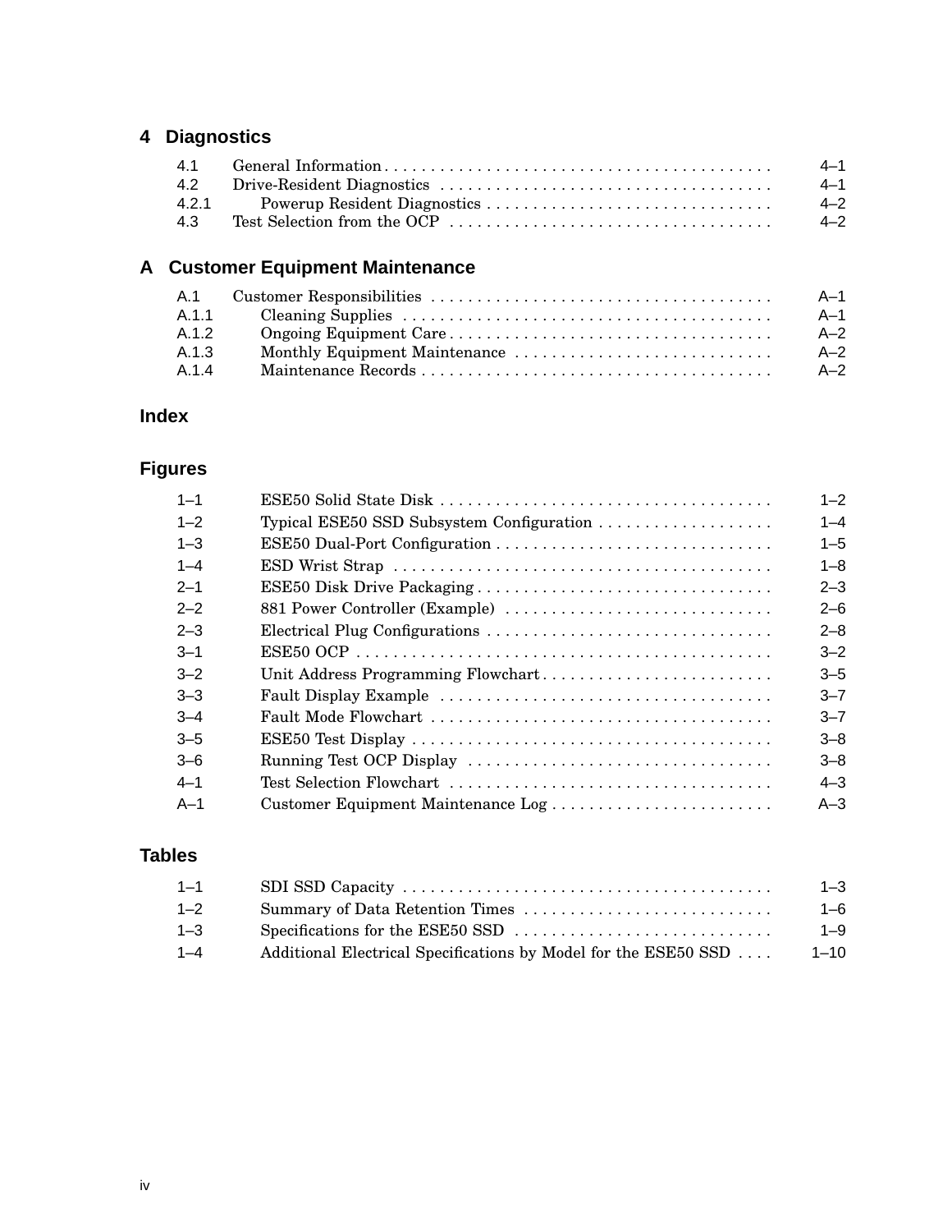## 4 Diagnostics

| | | |
|---|---|---|
| 4.1 | General Information | 4–1 |
| 4.2 | Drive-Resident Diagnostics | 4–1 |
| 4.2.1 | Powerup Resident Diagnostics | 4–2 |
| 4.3 | Test Selection from the OCP | 4–2 |

## A Customer Equipment Maintenance

| | | |
|---|---|---|
| A.1 | Customer Responsibilities | A–1 |
| A.1.1 | Cleaning Supplies | A–1 |
| A.1.2 | Ongoing Equipment Care | A–2 |
| A.1.3 | Monthly Equipment Maintenance | A–2 |
| A.1.4 | Maintenance Records | A–2 |

## Index

## Figures

| | | |
|---|---|---|
| 1–1 | ESE50 Solid State Disk | 1–2 |
| 1–2 | Typical ESE50 SSD Subsystem Configuration | 1–4 |
| 1–3 | ESE50 Dual-Port Configuration | 1–5 |
| 1–4 | ESD Wrist Strap | 1–8 |
| 2–1 | ESE50 Disk Drive Packaging | 2–3 |
| 2–2 | 881 Power Controller (Example) | 2–6 |
| 2–3 | Electrical Plug Configurations | 2–8 |
| 3–1 | ESE50 OCP | 3–2 |
| 3–2 | Unit Address Programming Flowchart | 3–5 |
| 3–3 | Fault Display Example | 3–7 |
| 3–4 | Fault Mode Flowchart | 3–7 |
| 3–5 | ESE50 Test Display | 3–8 |
| 3–6 | Running Test OCP Display | 3–8 |
| 4–1 | Test Selection Flowchart | 4–3 |
| A–1 | Customer Equipment Maintenance Log | A–3 |

## Tables

| | | |
|---|---|---|
| 1–1 | SDI SSD Capacity | 1–3 |
| 1–2 | Summary of Data Retention Times | 1–6 |
| 1–3 | Specifications for the ESE50 SSD | 1–9 |
| 1–4 | Additional Electrical Specifications by Model for the ESE50 SSD | 1–10 |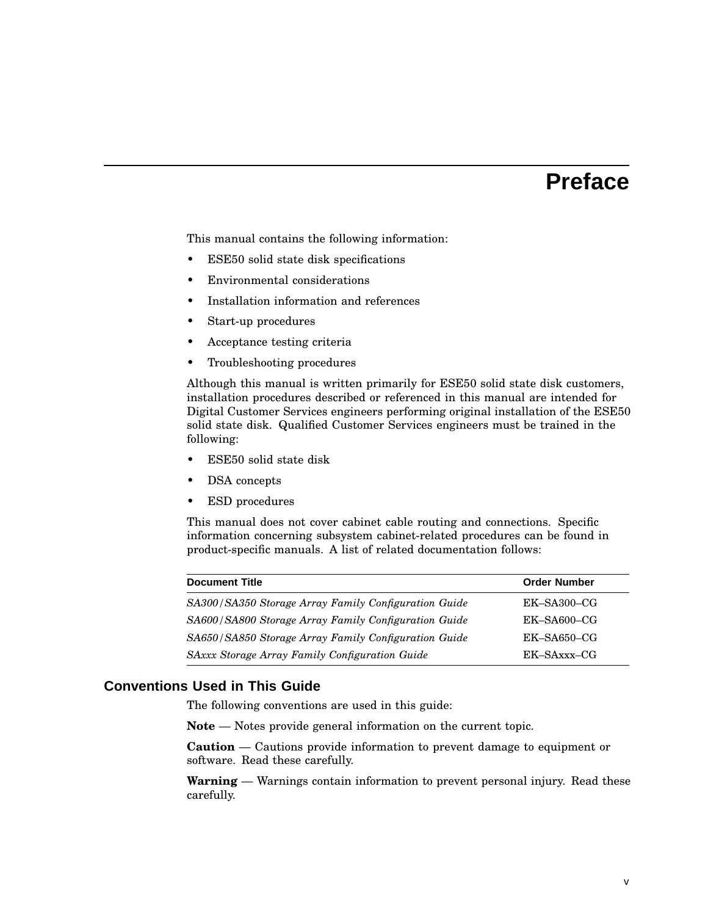# Preface

This manual contains the following information:

- ESE50 solid state disk specifications
- Environmental considerations
- Installation information and references
- Start-up procedures
- Acceptance testing criteria
- Troubleshooting procedures

Although this manual is written primarily for ESE50 solid state disk customers, installation procedures described or referenced in this manual are intended for Digital Customer Services engineers performing original installation of the ESE50 solid state disk. Qualified Customer Services engineers must be trained in the following:

- ESE50 solid state disk
- DSA concepts
- ESD procedures

This manual does not cover cabinet cable routing and connections. Specific information concerning subsystem cabinet-related procedures can be found in product-specific manuals. A list of related documentation follows:

| Document Title | Order Number |
|---|---|
| *SA300/SA350 Storage Array Family Configuration Guide* | EK–SA300–CG |
| *SA600/SA800 Storage Array Family Configuration Guide* | EK–SA600–CG |
| *SA650/SA850 Storage Array Family Configuration Guide* | EK–SA650–CG |
| *SAxxx Storage Array Family Configuration Guide* | EK–SAxxx–CG |

## Conventions Used in This Guide

The following conventions are used in this guide:

**Note** — Notes provide general information on the current topic.

**Caution** — Cautions provide information to prevent damage to equipment or software. Read these carefully.

**Warning** — Warnings contain information to prevent personal injury. Read these carefully.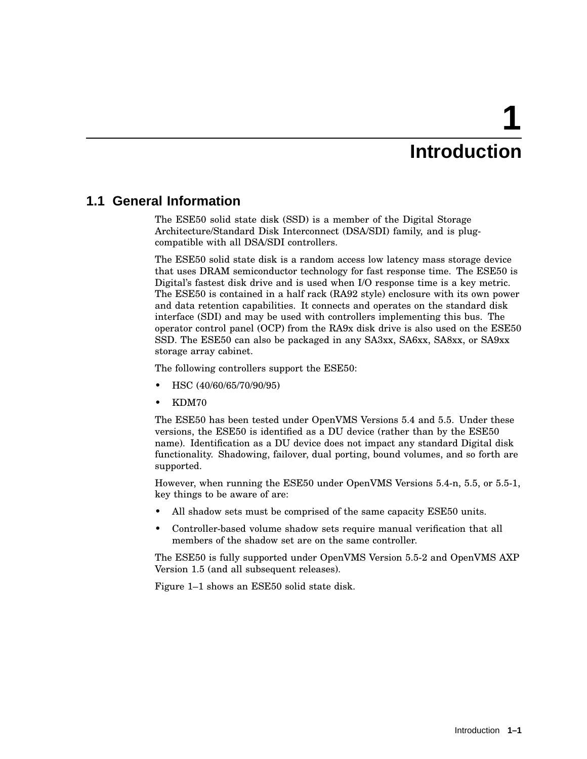# 1 Introduction

## 1.1 General Information

The ESE50 solid state disk (SSD) is a member of the Digital Storage Architecture/Standard Disk Interconnect (DSA/SDI) family, and is plug-compatible with all DSA/SDI controllers.

The ESE50 solid state disk is a random access low latency mass storage device that uses DRAM semiconductor technology for fast response time. The ESE50 is Digital's fastest disk drive and is used when I/O response time is a key metric. The ESE50 is contained in a half rack (RA92 style) enclosure with its own power and data retention capabilities. It connects and operates on the standard disk interface (SDI) and may be used with controllers implementing this bus. The operator control panel (OCP) from the RA9x disk drive is also used on the ESE50 SSD. The ESE50 can also be packaged in any SA3xx, SA6xx, SA8xx, or SA9xx storage array cabinet.

The following controllers support the ESE50:

- HSC (40/60/65/70/90/95)
- KDM70

The ESE50 has been tested under OpenVMS Versions 5.4 and 5.5. Under these versions, the ESE50 is identified as a DU device (rather than by the ESE50 name). Identification as a DU device does not impact any standard Digital disk functionality. Shadowing, failover, dual porting, bound volumes, and so forth are supported.

However, when running the ESE50 under OpenVMS Versions 5.4-n, 5.5, or 5.5-1, key things to be aware of are:

- All shadow sets must be comprised of the same capacity ESE50 units.
- Controller-based volume shadow sets require manual verification that all members of the shadow set are on the same controller.

The ESE50 is fully supported under OpenVMS Version 5.5-2 and OpenVMS AXP Version 1.5 (and all subsequent releases).

Figure 1–1 shows an ESE50 solid state disk.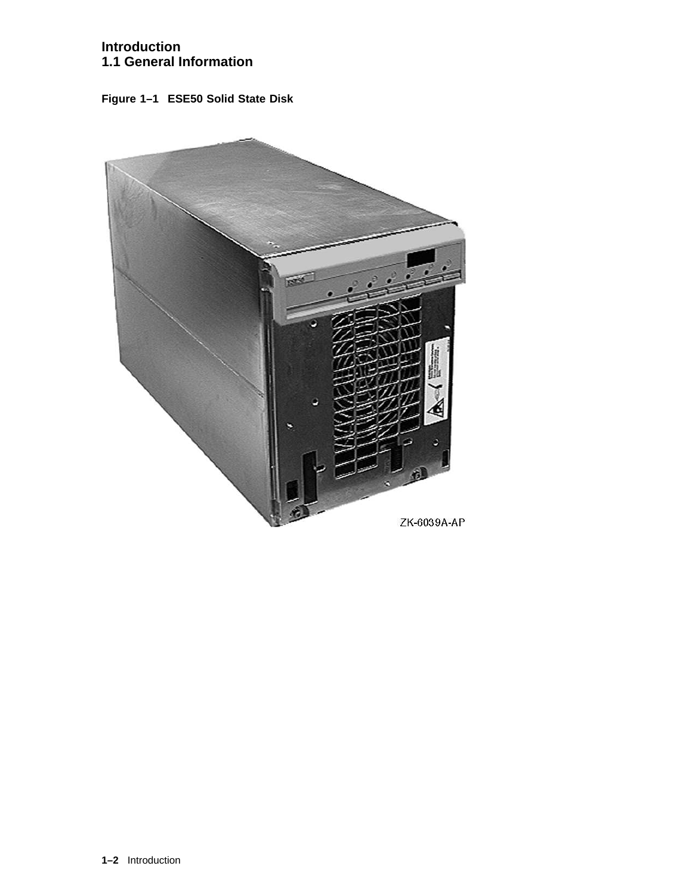**Figure 1–1 ESE50 Solid State Disk**

ZK-6039A-AP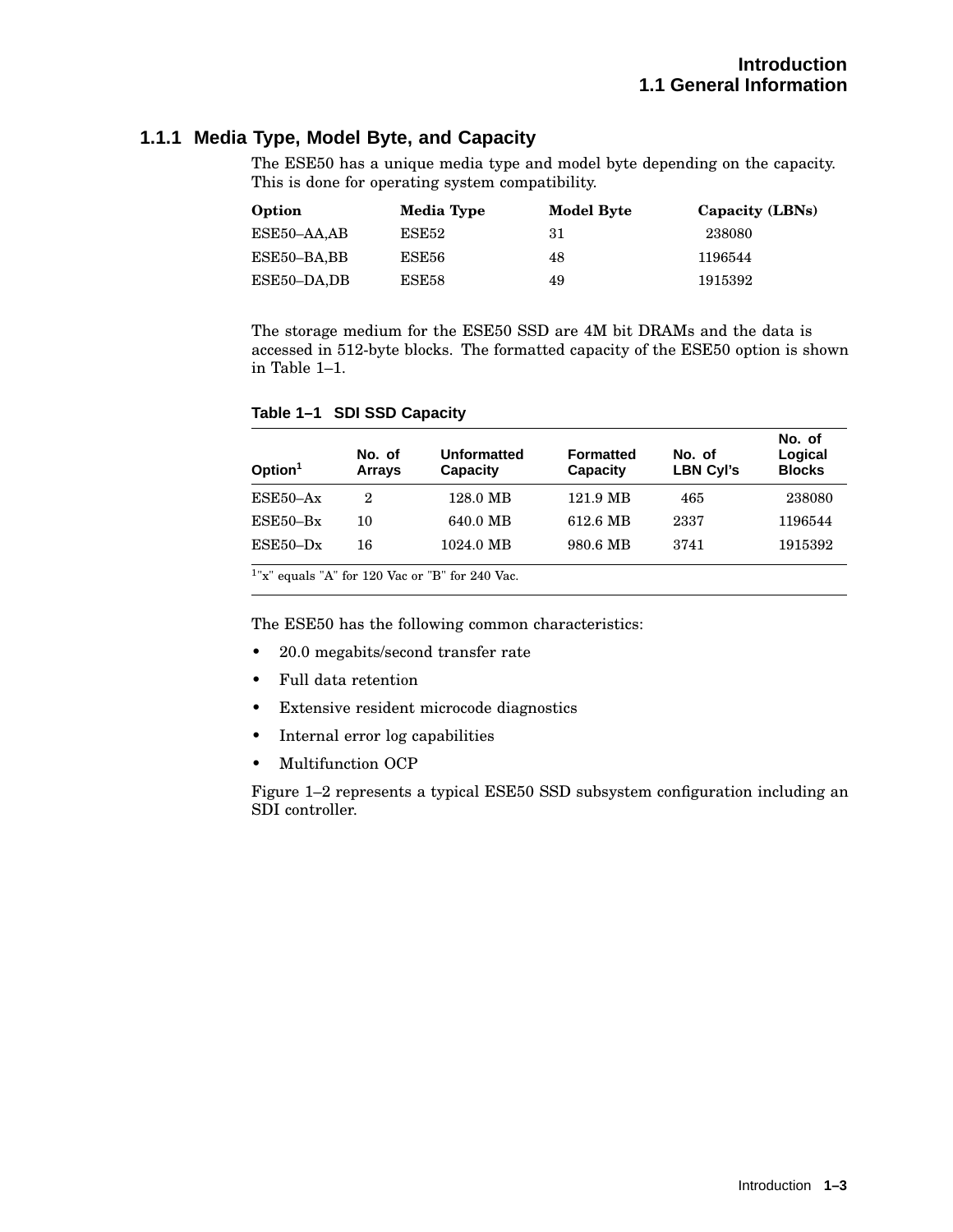### 1.1.1 Media Type, Model Byte, and Capacity

The ESE50 has a unique media type and model byte depending on the capacity. This is done for operating system compatibility.

| Option | Media Type | Model Byte | Capacity (LBNs) |
|---|---|---|---|
| ESE50–AA,AB | ESE52 | 31 | 238080 |
| ESE50–BA,BB | ESE56 | 48 | 1196544 |
| ESE50–DA,DB | ESE58 | 49 | 1915392 |

The storage medium for the ESE50 SSD are 4M bit DRAMs and the data is accessed in 512-byte blocks. The formatted capacity of the ESE50 option is shown in Table 1–1.

**Table 1–1 SDI SSD Capacity**

| Option[1] | No. of Arrays | Unformatted Capacity | Formatted Capacity | No. of LBN Cyl's | No. of Logical Blocks |
|---|---|---|---|---|---|
| ESE50–Ax | 2 | 128.0 MB | 121.9 MB | 465 | 238080 |
| ESE50–Bx | 10 | 640.0 MB | 612.6 MB | 2337 | 1196544 |
| ESE50–Dx | 16 | 1024.0 MB | 980.6 MB | 3741 | 1915392 |

[1]"x" equals "A" for 120 Vac or "B" for 240 Vac.

The ESE50 has the following common characteristics:

- 20.0 megabits/second transfer rate
- Full data retention
- Extensive resident microcode diagnostics
- Internal error log capabilities
- Multifunction OCP

Figure 1–2 represents a typical ESE50 SSD subsystem configuration including an SDI controller.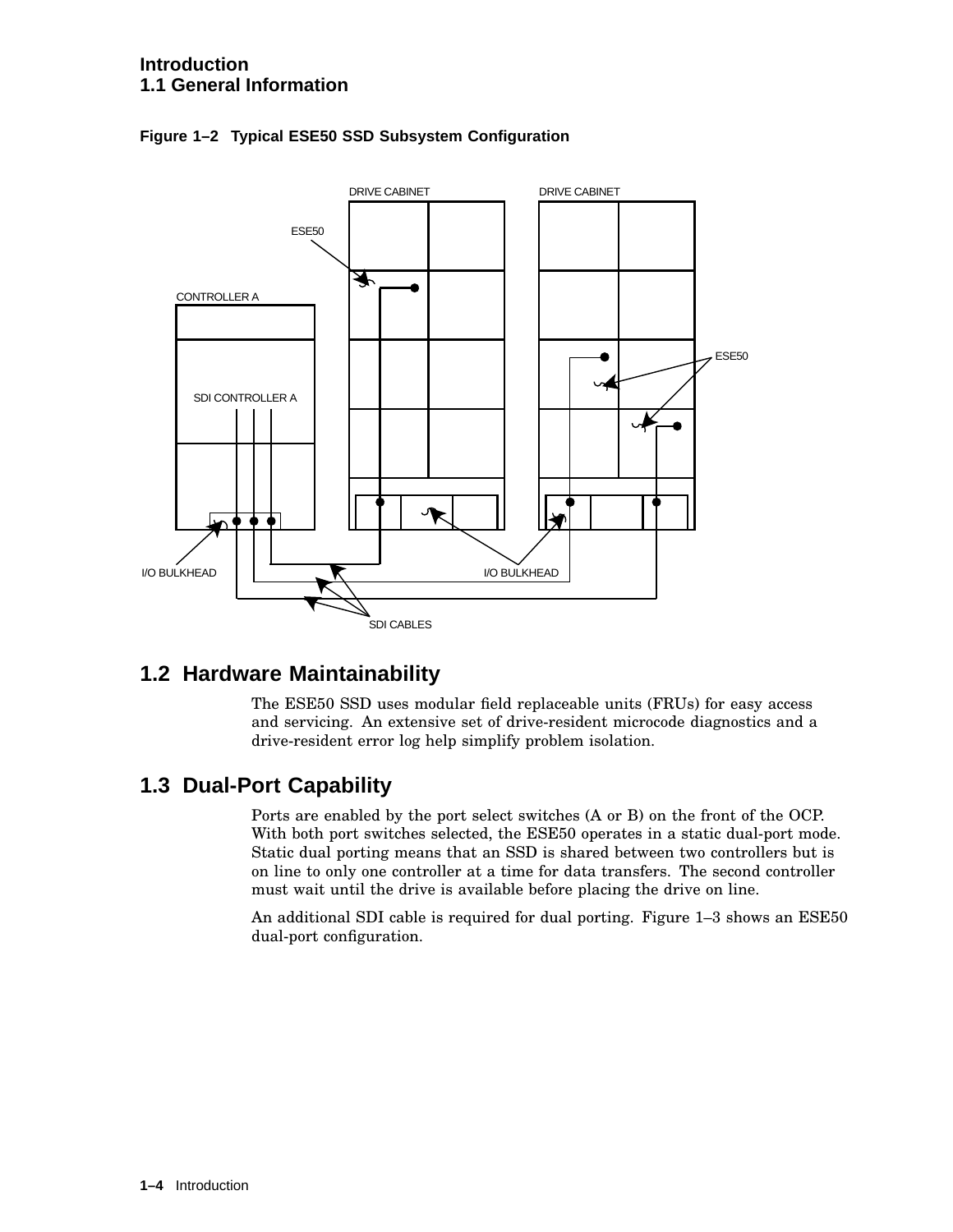**Figure 1–2 Typical ESE50 SSD Subsystem Configuration**

## 1.2 Hardware Maintainability

The ESE50 SSD uses modular field replaceable units (FRUs) for easy access and servicing. An extensive set of drive-resident microcode diagnostics and a drive-resident error log help simplify problem isolation.

## 1.3 Dual-Port Capability

Ports are enabled by the port select switches (A or B) on the front of the OCP. With both port switches selected, the ESE50 operates in a static dual-port mode. Static dual porting means that an SSD is shared between two controllers but is on line to only one controller at a time for data transfers. The second controller must wait until the drive is available before placing the drive on line.

An additional SDI cable is required for dual porting. Figure 1–3 shows an ESE50 dual-port configuration.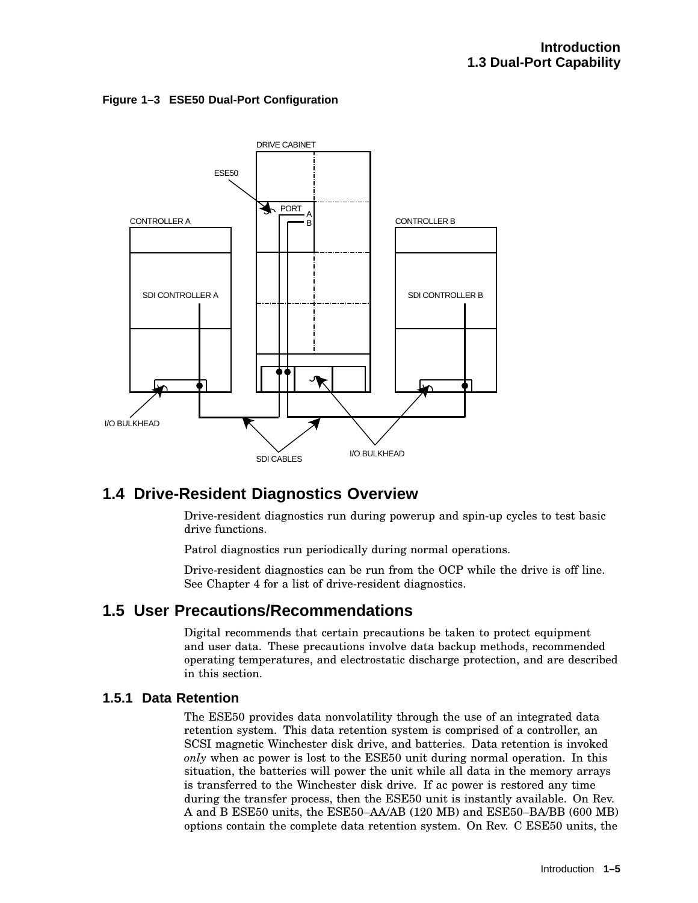**Figure 1–3 ESE50 Dual-Port Configuration**

## 1.4 Drive-Resident Diagnostics Overview

Drive-resident diagnostics run during powerup and spin-up cycles to test basic drive functions.

Patrol diagnostics run periodically during normal operations.

Drive-resident diagnostics can be run from the OCP while the drive is off line. See Chapter 4 for a list of drive-resident diagnostics.

## 1.5 User Precautions/Recommendations

Digital recommends that certain precautions be taken to protect equipment and user data. These precautions involve data backup methods, recommended operating temperatures, and electrostatic discharge protection, and are described in this section.

### 1.5.1 Data Retention

The ESE50 provides data nonvolatility through the use of an integrated data retention system. This data retention system is comprised of a controller, an SCSI magnetic Winchester disk drive, and batteries. Data retention is invoked *only* when ac power is lost to the ESE50 unit during normal operation. In this situation, the batteries will power the unit while all data in the memory arrays is transferred to the Winchester disk drive. If ac power is restored any time during the transfer process, then the ESE50 unit is instantly available. On Rev. A and B ESE50 units, the ESE50–AA/AB (120 MB) and ESE50–BA/BB (600 MB) options contain the complete data retention system. On Rev. C ESE50 units, the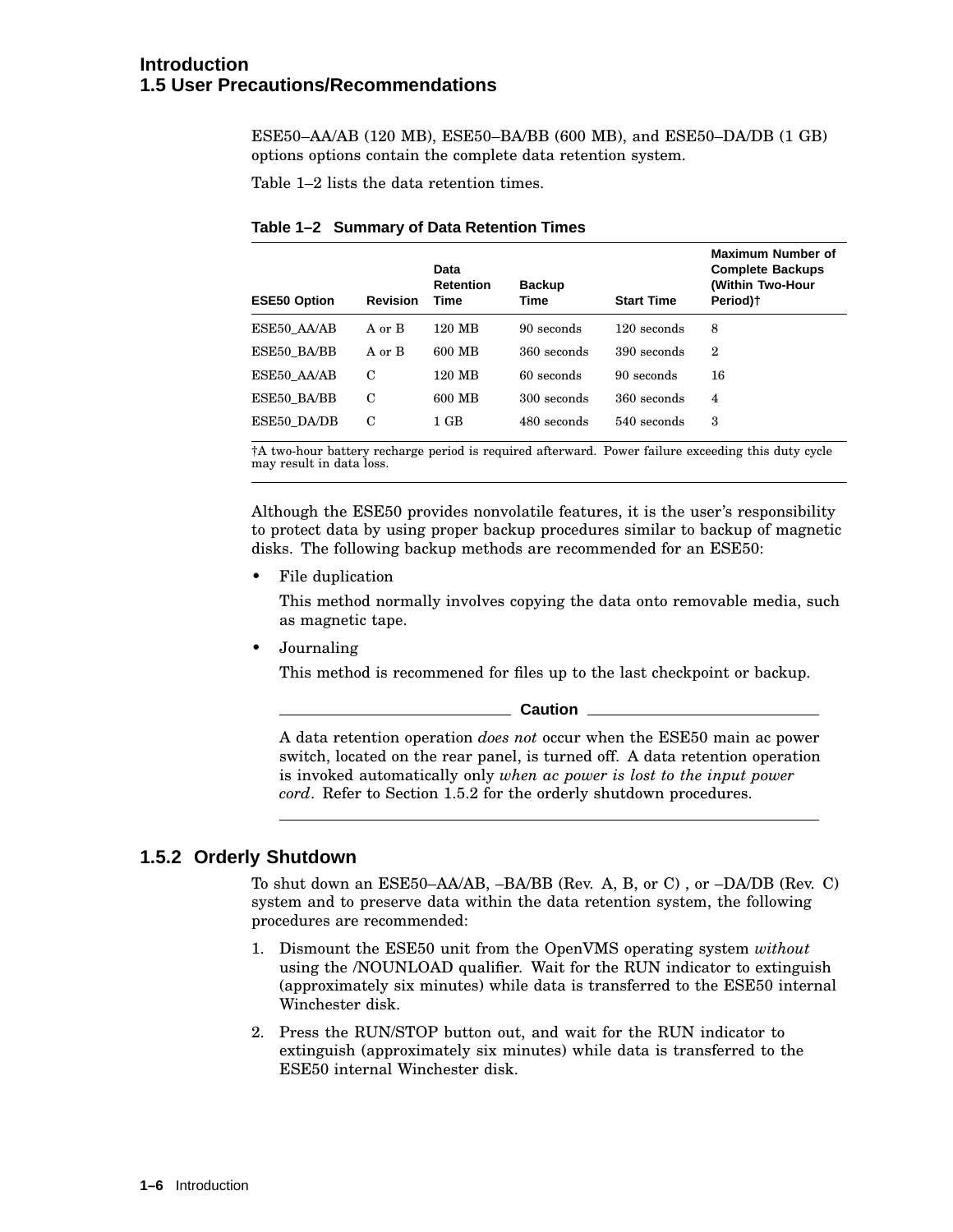ESE50–AA/AB (120 MB), ESE50–BA/BB (600 MB), and ESE50–DA/DB (1 GB) options options contain the complete data retention system.

Table 1–2 lists the data retention times.

**Table 1–2 Summary of Data Retention Times**

| ESE50 Option | Revision | Data Retention Time | Backup Time | Start Time | Maximum Number of Complete Backups (Within Two-Hour Period)† |
|---|---|---|---|---|---|
| ESE50_AA/AB | A or B | 120 MB | 90 seconds | 120 seconds | 8 |
| ESE50_BA/BB | A or B | 600 MB | 360 seconds | 390 seconds | 2 |
| ESE50_AA/AB | C | 120 MB | 60 seconds | 90 seconds | 16 |
| ESE50_BA/BB | C | 600 MB | 300 seconds | 360 seconds | 4 |
| ESE50_DA/DB | C | 1 GB | 480 seconds | 540 seconds | 3 |

†A two-hour battery recharge period is required afterward. Power failure exceeding this duty cycle may result in data loss.

Although the ESE50 provides nonvolatile features, it is the user's responsibility to protect data by using proper backup procedures similar to backup of magnetic disks. The following backup methods are recommended for an ESE50:

- File duplication

  This method normally involves copying the data onto removable media, such as magnetic tape.

- Journaling

  This method is recommened for files up to the last checkpoint or backup.

**Caution**

A data retention operation *does not* occur when the ESE50 main ac power switch, located on the rear panel, is turned off. A data retention operation is invoked automatically only *when ac power is lost to the input power cord*. Refer to Section 1.5.2 for the orderly shutdown procedures.

### 1.5.2 Orderly Shutdown

To shut down an ESE50–AA/AB, –BA/BB (Rev. A, B, or C) , or –DA/DB (Rev. C) system and to preserve data within the data retention system, the following procedures are recommended:

1. Dismount the ESE50 unit from the OpenVMS operating system *without* using the /NOUNLOAD qualifier. Wait for the RUN indicator to extinguish (approximately six minutes) while data is transferred to the ESE50 internal Winchester disk.
2. Press the RUN/STOP button out, and wait for the RUN indicator to extinguish (approximately six minutes) while data is transferred to the ESE50 internal Winchester disk.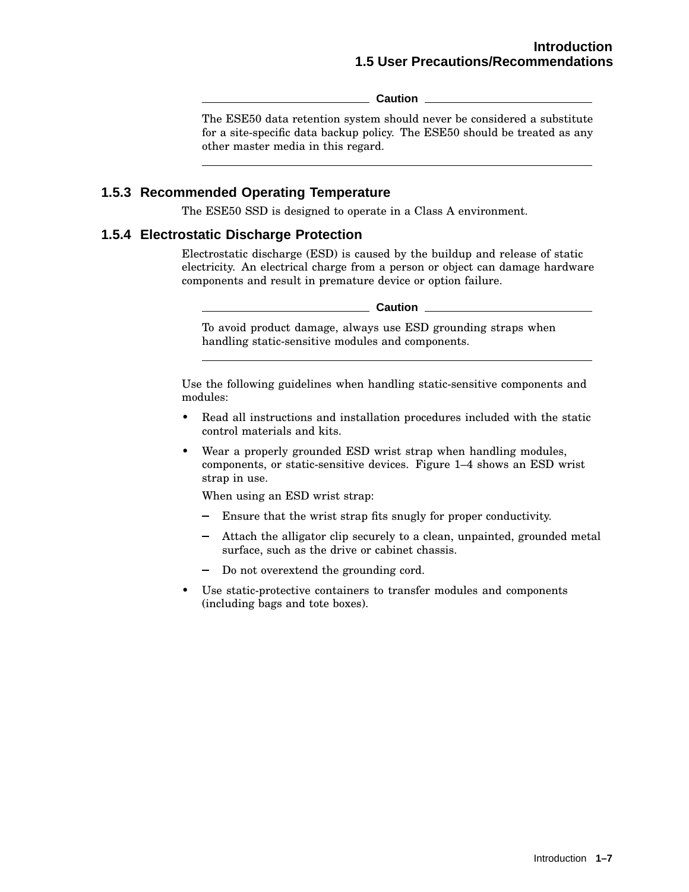**Caution**

The ESE50 data retention system should never be considered a substitute for a site-specific data backup policy. The ESE50 should be treated as any other master media in this regard.

### 1.5.3 Recommended Operating Temperature

The ESE50 SSD is designed to operate in a Class A environment.

### 1.5.4 Electrostatic Discharge Protection

Electrostatic discharge (ESD) is caused by the buildup and release of static electricity. An electrical charge from a person or object can damage hardware components and result in premature device or option failure.

**Caution**

To avoid product damage, always use ESD grounding straps when handling static-sensitive modules and components.

Use the following guidelines when handling static-sensitive components and modules:

- Read all instructions and installation procedures included with the static control materials and kits.
- Wear a properly grounded ESD wrist strap when handling modules, components, or static-sensitive devices. Figure 1–4 shows an ESD wrist strap in use.

  When using an ESD wrist strap:

  - Ensure that the wrist strap fits snugly for proper conductivity.
  - Attach the alligator clip securely to a clean, unpainted, grounded metal surface, such as the drive or cabinet chassis.
  - Do not overextend the grounding cord.
- Use static-protective containers to transfer modules and components (including bags and tote boxes).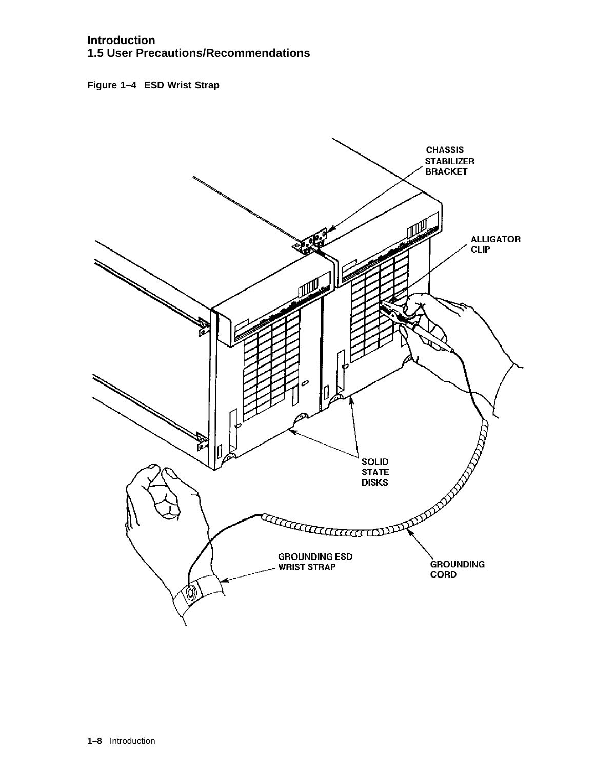**Figure 1–4 ESD Wrist Strap**

CHASSIS STABILIZER BRACKET

ALLIGATOR CLIP

SOLID STATE DISKS

GROUNDING ESD WRIST STRAP

GROUNDING CORD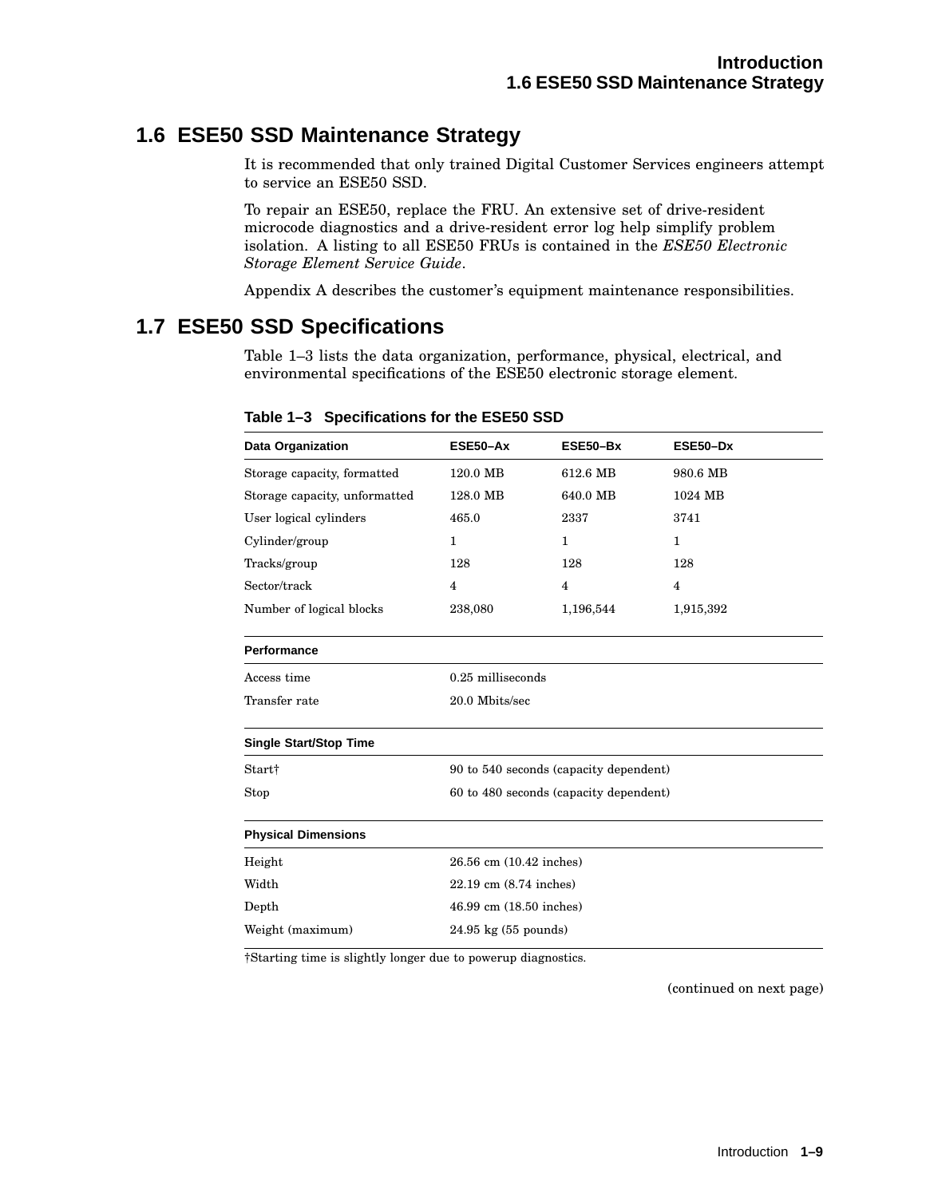## 1.6 ESE50 SSD Maintenance Strategy

It is recommended that only trained Digital Customer Services engineers attempt to service an ESE50 SSD.

To repair an ESE50, replace the FRU. An extensive set of drive-resident microcode diagnostics and a drive-resident error log help simplify problem isolation. A listing to all ESE50 FRUs is contained in the *ESE50 Electronic Storage Element Service Guide*.

Appendix A describes the customer's equipment maintenance responsibilities.

## 1.7 ESE50 SSD Specifications

Table 1–3 lists the data organization, performance, physical, electrical, and environmental specifications of the ESE50 electronic storage element.

**Table 1–3 Specifications for the ESE50 SSD**

| Data Organization | ESE50–Ax | ESE50–Bx | ESE50–Dx |
|---|---|---|---|
| Storage capacity, formatted | 120.0 MB | 612.6 MB | 980.6 MB |
| Storage capacity, unformatted | 128.0 MB | 640.0 MB | 1024 MB |
| User logical cylinders | 465.0 | 2337 | 3741 |
| Cylinder/group | 1 | 1 | 1 |
| Tracks/group | 128 | 128 | 128 |
| Sector/track | 4 | 4 | 4 |
| Number of logical blocks | 238,080 | 1,196,544 | 1,915,392 |
| **Performance** | | | |
| Access time | 0.25 milliseconds | | |
| Transfer rate | 20.0 Mbits/sec | | |
| **Single Start/Stop Time** | | | |
| Start† | 90 to 540 seconds (capacity dependent) | | |
| Stop | 60 to 480 seconds (capacity dependent) | | |
| **Physical Dimensions** | | | |
| Height | 26.56 cm (10.42 inches) | | |
| Width | 22.19 cm (8.74 inches) | | |
| Depth | 46.99 cm (18.50 inches) | | |
| Weight (maximum) | 24.95 kg (55 pounds) | | |

†Starting time is slightly longer due to powerup diagnostics.

(continued on next page)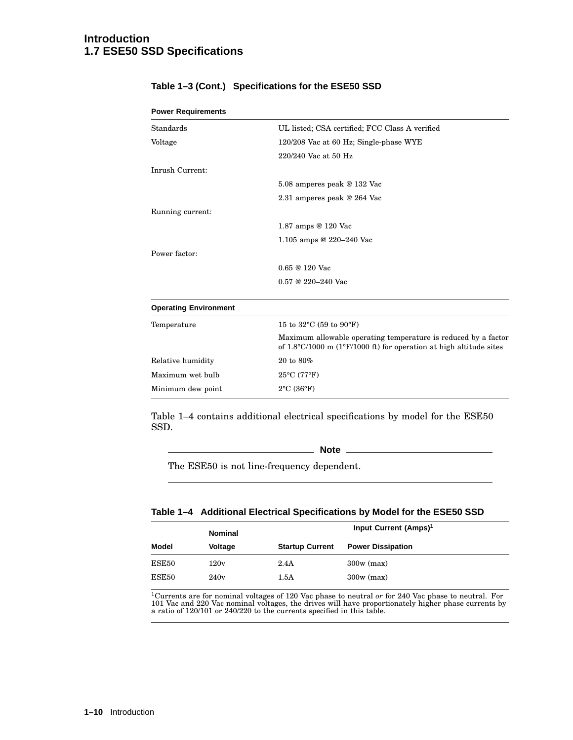**Table 1–3 (Cont.) Specifications for the ESE50 SSD**

| **Power Requirements** | |
|---|---|
| Standards | UL listed; CSA certified; FCC Class A verified |
| Voltage | 120/208 Vac at 60 Hz; Single-phase WYE |
| | 220/240 Vac at 50 Hz |
| Inrush Current: | |
| | 5.08 amperes peak @ 132 Vac |
| | 2.31 amperes peak @ 264 Vac |
| Running current: | |
| | 1.87 amps @ 120 Vac |
| | 1.105 amps @ 220–240 Vac |
| Power factor: | |
| | 0.65 @ 120 Vac |
| | 0.57 @ 220–240 Vac |
| **Operating Environment** | |
| Temperature | 15 to 32°C (59 to 90°F) |
| | Maximum allowable operating temperature is reduced by a factor of 1.8°C/1000 m (1°F/1000 ft) for operation at high altitude sites |
| Relative humidity | 20 to 80% |
| Maximum wet bulb | 25°C (77°F) |
| Minimum dew point | 2°C (36°F) |

Table 1–4 contains additional electrical specifications by model for the ESE50 SSD.

**Note**

The ESE50 is not line-frequency dependent.

**Table 1–4 Additional Electrical Specifications by Model for the ESE50 SSD**

| | Nominal | Input Current (Amps)[1] | |
|---|---|---|---|
| **Model** | **Voltage** | **Startup Current** | **Power Dissipation** |
| ESE50 | 120v | 2.4A | 300w (max) |
| ESE50 | 240v | 1.5A | 300w (max) |

[1]Currents are for nominal voltages of 120 Vac phase to neutral *or* for 240 Vac phase to neutral. For 101 Vac and 220 Vac nominal voltages, the drives will have proportionately higher phase currents by a ratio of 120/101 or 240/220 to the currents specified in this table.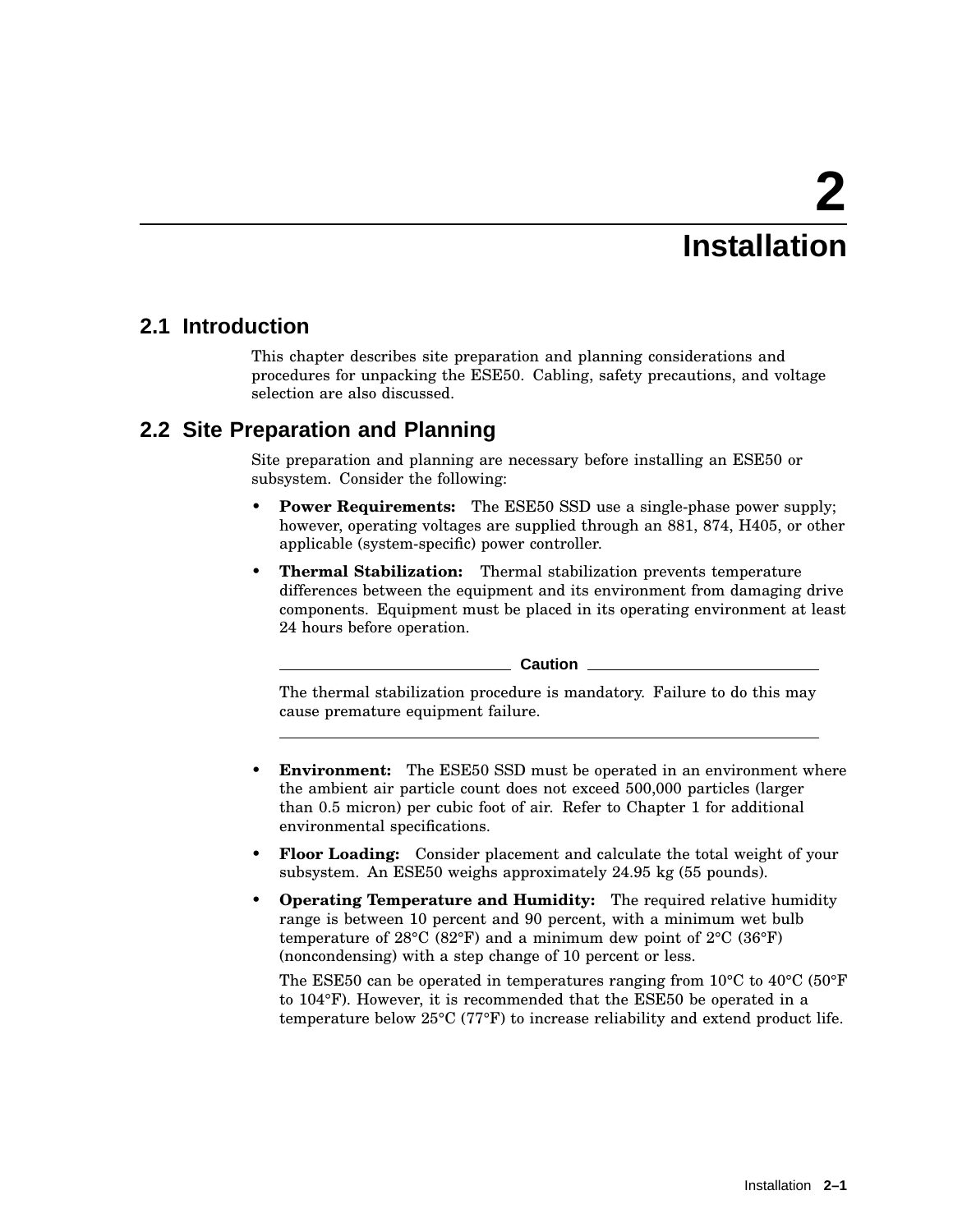# 2 Installation

## 2.1 Introduction

This chapter describes site preparation and planning considerations and procedures for unpacking the ESE50. Cabling, safety precautions, and voltage selection are also discussed.

## 2.2 Site Preparation and Planning

Site preparation and planning are necessary before installing an ESE50 or subsystem. Consider the following:

- **Power Requirements:** The ESE50 SSD use a single-phase power supply; however, operating voltages are supplied through an 881, 874, H405, or other applicable (system-specific) power controller.
- **Thermal Stabilization:** Thermal stabilization prevents temperature differences between the equipment and its environment from damaging drive components. Equipment must be placed in its operating environment at least 24 hours before operation.

  **Caution**

  The thermal stabilization procedure is mandatory. Failure to do this may cause premature equipment failure.

- **Environment:** The ESE50 SSD must be operated in an environment where the ambient air particle count does not exceed 500,000 particles (larger than 0.5 micron) per cubic foot of air. Refer to Chapter 1 for additional environmental specifications.
- **Floor Loading:** Consider placement and calculate the total weight of your subsystem. An ESE50 weighs approximately 24.95 kg (55 pounds).
- **Operating Temperature and Humidity:** The required relative humidity range is between 10 percent and 90 percent, with a minimum wet bulb temperature of 28°C (82°F) and a minimum dew point of 2°C (36°F) (noncondensing) with a step change of 10 percent or less.

  The ESE50 can be operated in temperatures ranging from 10°C to 40°C (50°F to 104°F). However, it is recommended that the ESE50 be operated in a temperature below 25°C (77°F) to increase reliability and extend product life.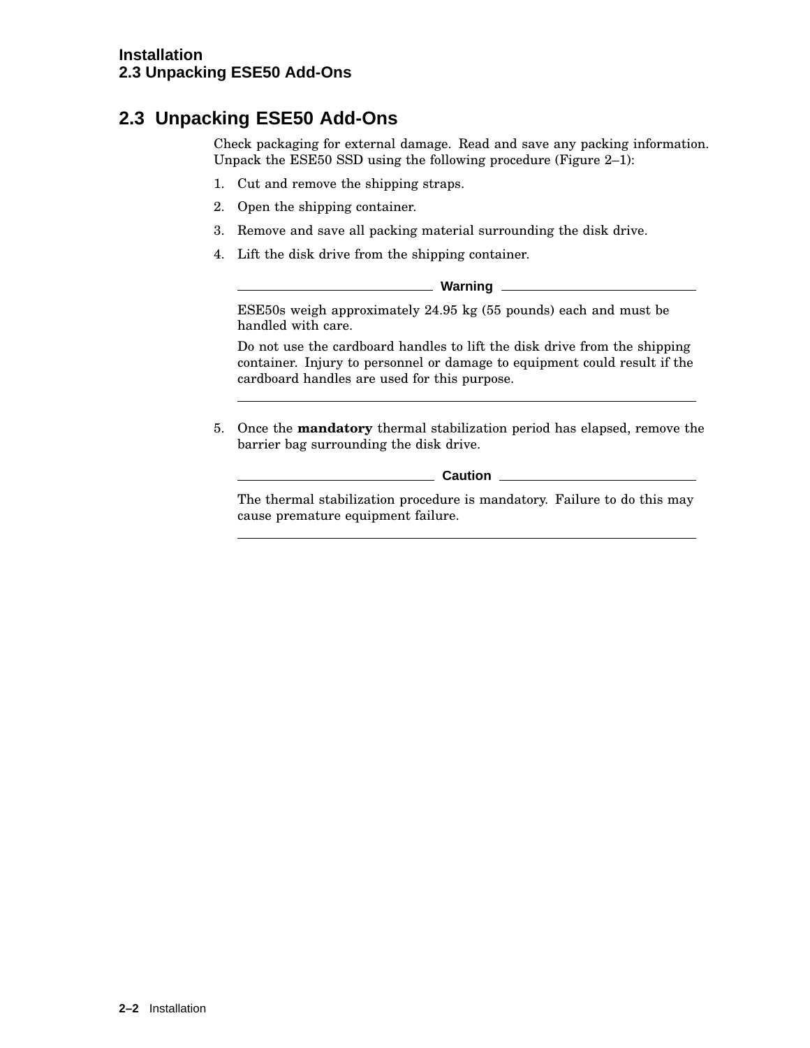## 2.3 Unpacking ESE50 Add-Ons

Check packaging for external damage. Read and save any packing information. Unpack the ESE50 SSD using the following procedure (Figure 2–1):

1. Cut and remove the shipping straps.
2. Open the shipping container.
3. Remove and save all packing material surrounding the disk drive.
4. Lift the disk drive from the shipping container.

**Warning**

ESE50s weigh approximately 24.95 kg (55 pounds) each and must be handled with care.

Do not use the cardboard handles to lift the disk drive from the shipping container. Injury to personnel or damage to equipment could result if the cardboard handles are used for this purpose.

---

5. Once the **mandatory** thermal stabilization period has elapsed, remove the barrier bag surrounding the disk drive.

**Caution**

The thermal stabilization procedure is mandatory. Failure to do this may cause premature equipment failure.

---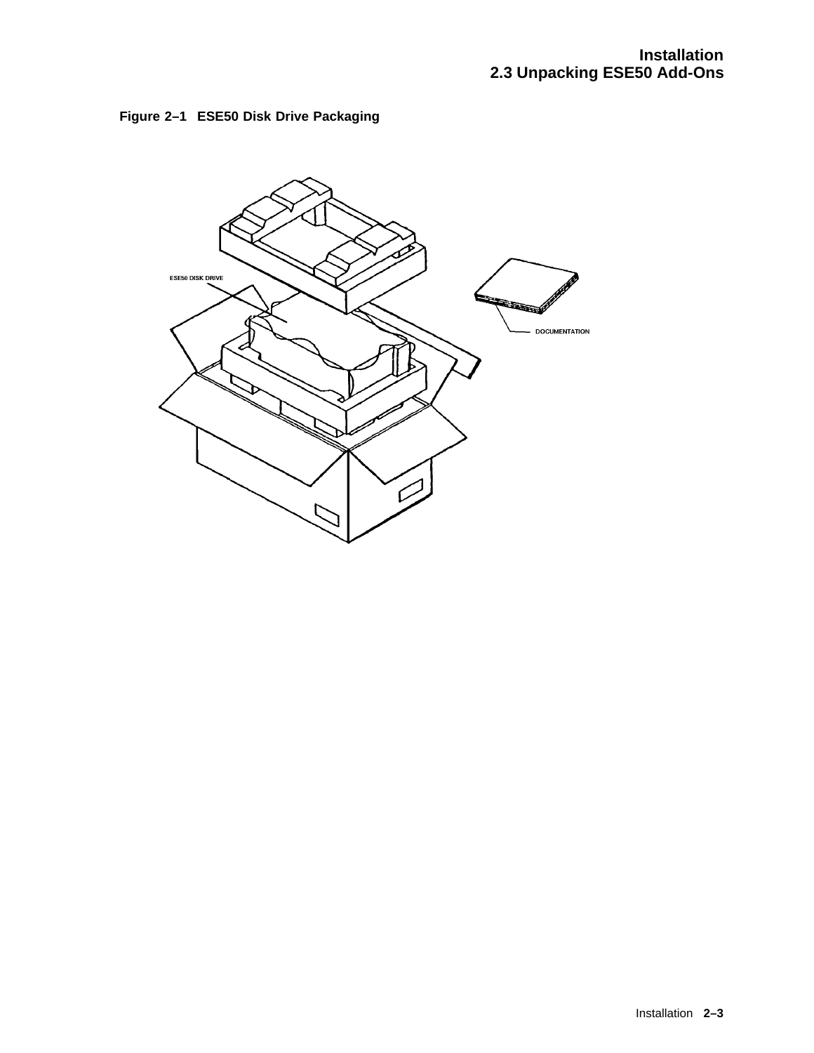**Figure 2–1 ESE50 Disk Drive Packaging**

ESE50 DISK DRIVE

DOCUMENTATION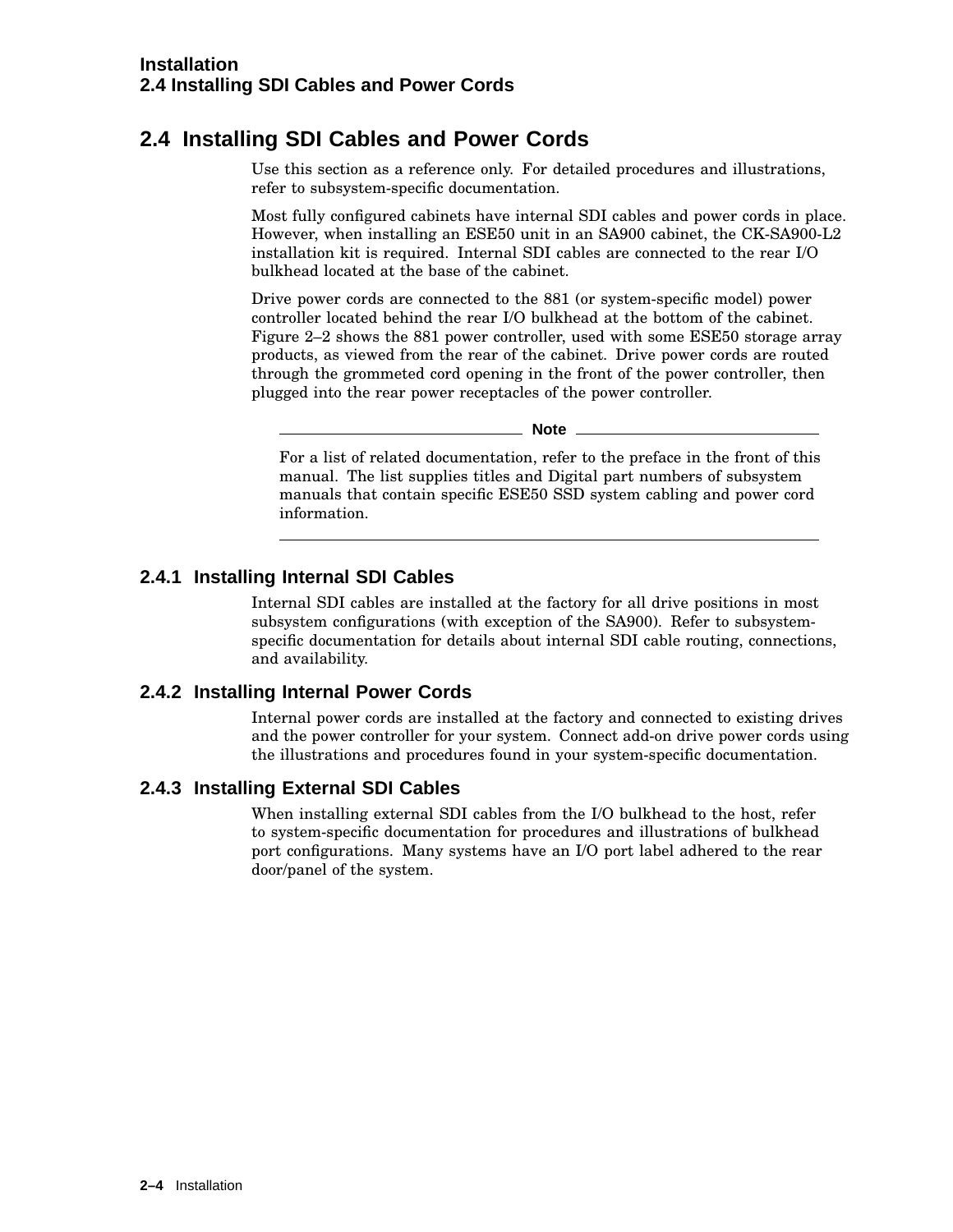## 2.4 Installing SDI Cables and Power Cords

Use this section as a reference only. For detailed procedures and illustrations, refer to subsystem-specific documentation.

Most fully configured cabinets have internal SDI cables and power cords in place. However, when installing an ESE50 unit in an SA900 cabinet, the CK-SA900-L2 installation kit is required. Internal SDI cables are connected to the rear I/O bulkhead located at the base of the cabinet.

Drive power cords are connected to the 881 (or system-specific model) power controller located behind the rear I/O bulkhead at the bottom of the cabinet. Figure 2–2 shows the 881 power controller, used with some ESE50 storage array products, as viewed from the rear of the cabinet. Drive power cords are routed through the grommeted cord opening in the front of the power controller, then plugged into the rear power receptacles of the power controller.

**Note**

For a list of related documentation, refer to the preface in the front of this manual. The list supplies titles and Digital part numbers of subsystem manuals that contain specific ESE50 SSD system cabling and power cord information.

### 2.4.1 Installing Internal SDI Cables

Internal SDI cables are installed at the factory for all drive positions in most subsystem configurations (with exception of the SA900). Refer to subsystem-specific documentation for details about internal SDI cable routing, connections, and availability.

### 2.4.2 Installing Internal Power Cords

Internal power cords are installed at the factory and connected to existing drives and the power controller for your system. Connect add-on drive power cords using the illustrations and procedures found in your system-specific documentation.

### 2.4.3 Installing External SDI Cables

When installing external SDI cables from the I/O bulkhead to the host, refer to system-specific documentation for procedures and illustrations of bulkhead port configurations. Many systems have an I/O port label adhered to the rear door/panel of the system.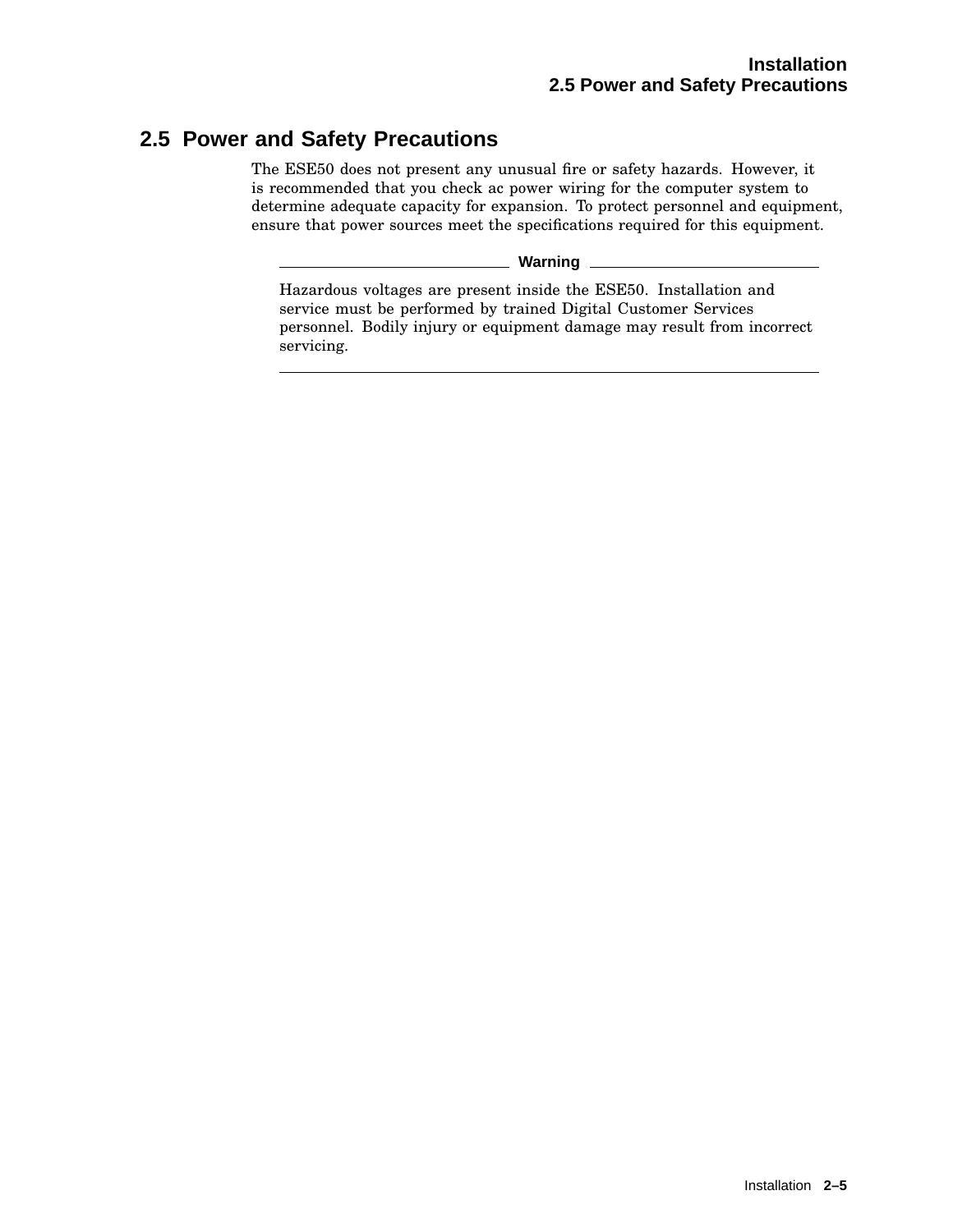## 2.5 Power and Safety Precautions

The ESE50 does not present any unusual fire or safety hazards. However, it is recommended that you check ac power wiring for the computer system to determine adequate capacity for expansion. To protect personnel and equipment, ensure that power sources meet the specifications required for this equipment.

---

**Warning**

Hazardous voltages are present inside the ESE50. Installation and service must be performed by trained Digital Customer Services personnel. Bodily injury or equipment damage may result from incorrect servicing.

---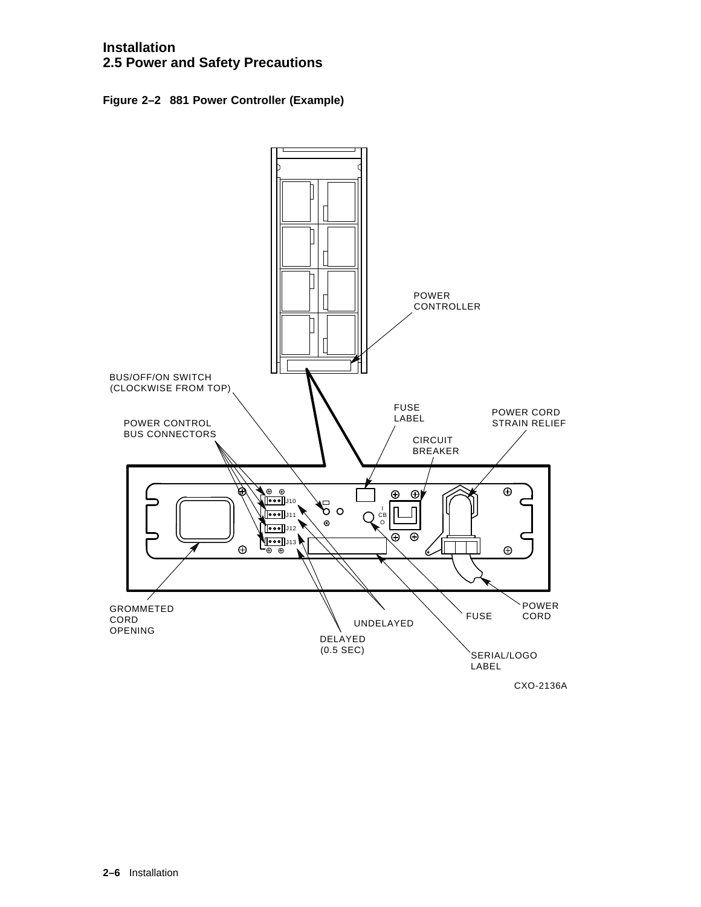**Figure 2–2 881 Power Controller (Example)**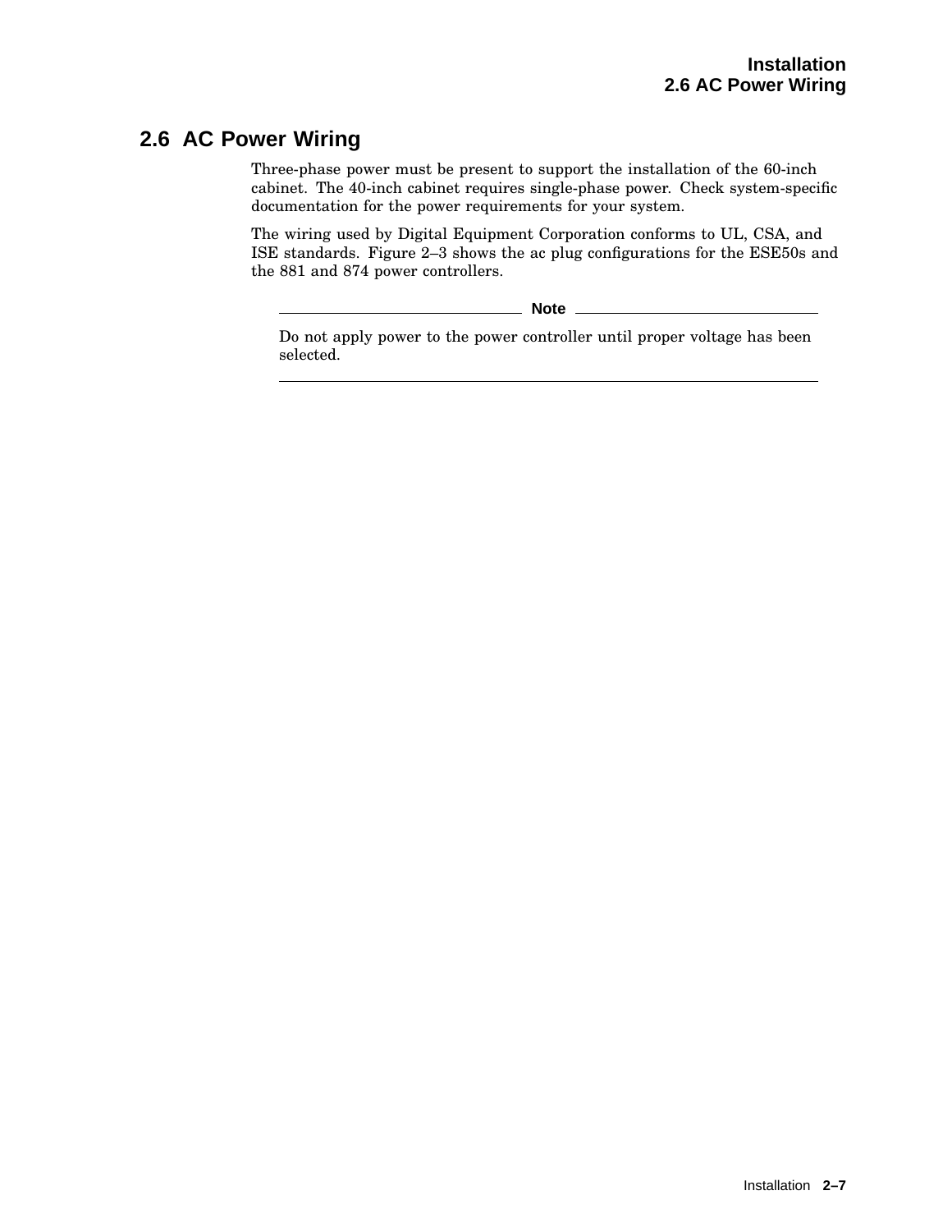## 2.6 AC Power Wiring

Three-phase power must be present to support the installation of the 60-inch cabinet. The 40-inch cabinet requires single-phase power. Check system-specific documentation for the power requirements for your system.

The wiring used by Digital Equipment Corporation conforms to UL, CSA, and ISE standards. Figure 2–3 shows the ac plug configurations for the ESE50s and the 881 and 874 power controllers.

---

**Note**

Do not apply power to the power controller until proper voltage has been selected.

---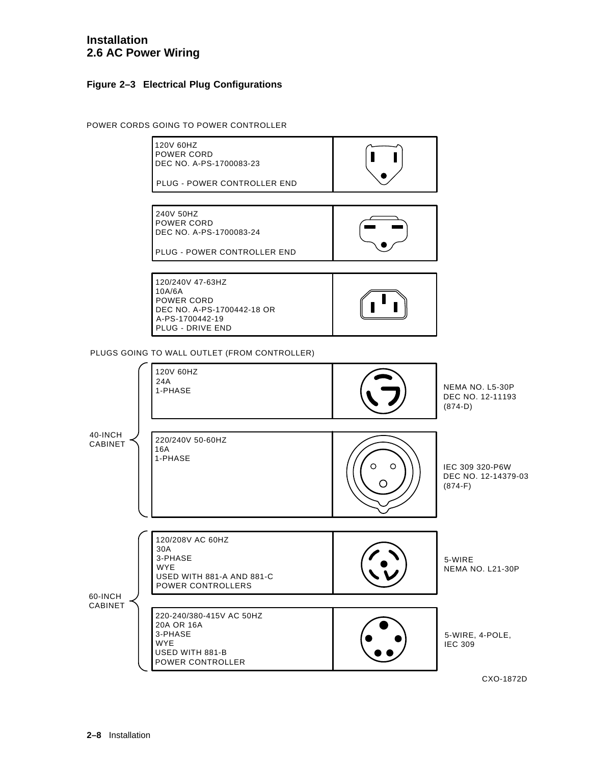## 2.6 AC Power Wiring

**Figure 2–3 Electrical Plug Configurations**

POWER CORDS GOING TO POWER CONTROLLER

| Description |
|---|
| 120V 60HZ POWER CORD DEC NO. A-PS-1700083-23 PLUG - POWER CONTROLLER END |
| 240V 50HZ POWER CORD DEC NO. A-PS-1700083-24 PLUG - POWER CONTROLLER END |
| 120/240V 47-63HZ 10A/6A POWER CORD DEC NO. A-PS-1700442-18 OR A-PS-1700442-19 PLUG - DRIVE END |

PLUGS GOING TO WALL OUTLET (FROM CONTROLLER)

| Cabinet | Description | Plug |
|---|---|---|
| 40-INCH CABINET | 120V 60HZ 24A 1-PHASE | NEMA NO. L5-30P DEC NO. 12-11193 (874-D) |
| 40-INCH CABINET | 220/240V 50-60HZ 16A 1-PHASE | IEC 309 320-P6W DEC NO. 12-14379-03 (874-F) |
| 60-INCH CABINET | 120/208V AC 60HZ 30A 3-PHASE WYE USED WITH 881-A AND 881-C POWER CONTROLLERS | 5-WIRE NEMA NO. L21-30P |
| 60-INCH CABINET | 220-240/380-415V AC 50HZ 20A OR 16A 3-PHASE WYE USED WITH 881-B POWER CONTROLLER | 5-WIRE, 4-POLE, IEC 309 |

CXO-1872D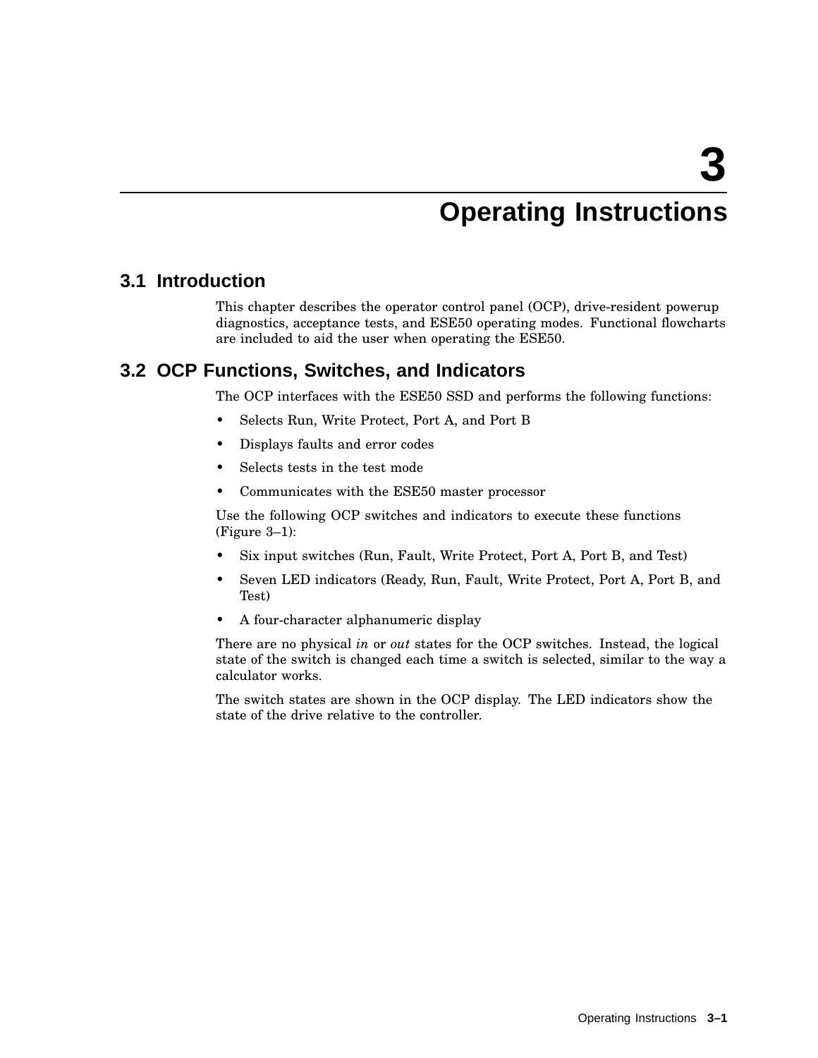# 3 Operating Instructions

## 3.1 Introduction

This chapter describes the operator control panel (OCP), drive-resident powerup diagnostics, acceptance tests, and ESE50 operating modes. Functional flowcharts are included to aid the user when operating the ESE50.

## 3.2 OCP Functions, Switches, and Indicators

The OCP interfaces with the ESE50 SSD and performs the following functions:

- Selects Run, Write Protect, Port A, and Port B
- Displays faults and error codes
- Selects tests in the test mode
- Communicates with the ESE50 master processor

Use the following OCP switches and indicators to execute these functions (Figure 3–1):

- Six input switches (Run, Fault, Write Protect, Port A, Port B, and Test)
- Seven LED indicators (Ready, Run, Fault, Write Protect, Port A, Port B, and Test)
- A four-character alphanumeric display

There are no physical *in* or *out* states for the OCP switches. Instead, the logical state of the switch is changed each time a switch is selected, similar to the way a calculator works.

The switch states are shown in the OCP display. The LED indicators show the state of the drive relative to the controller.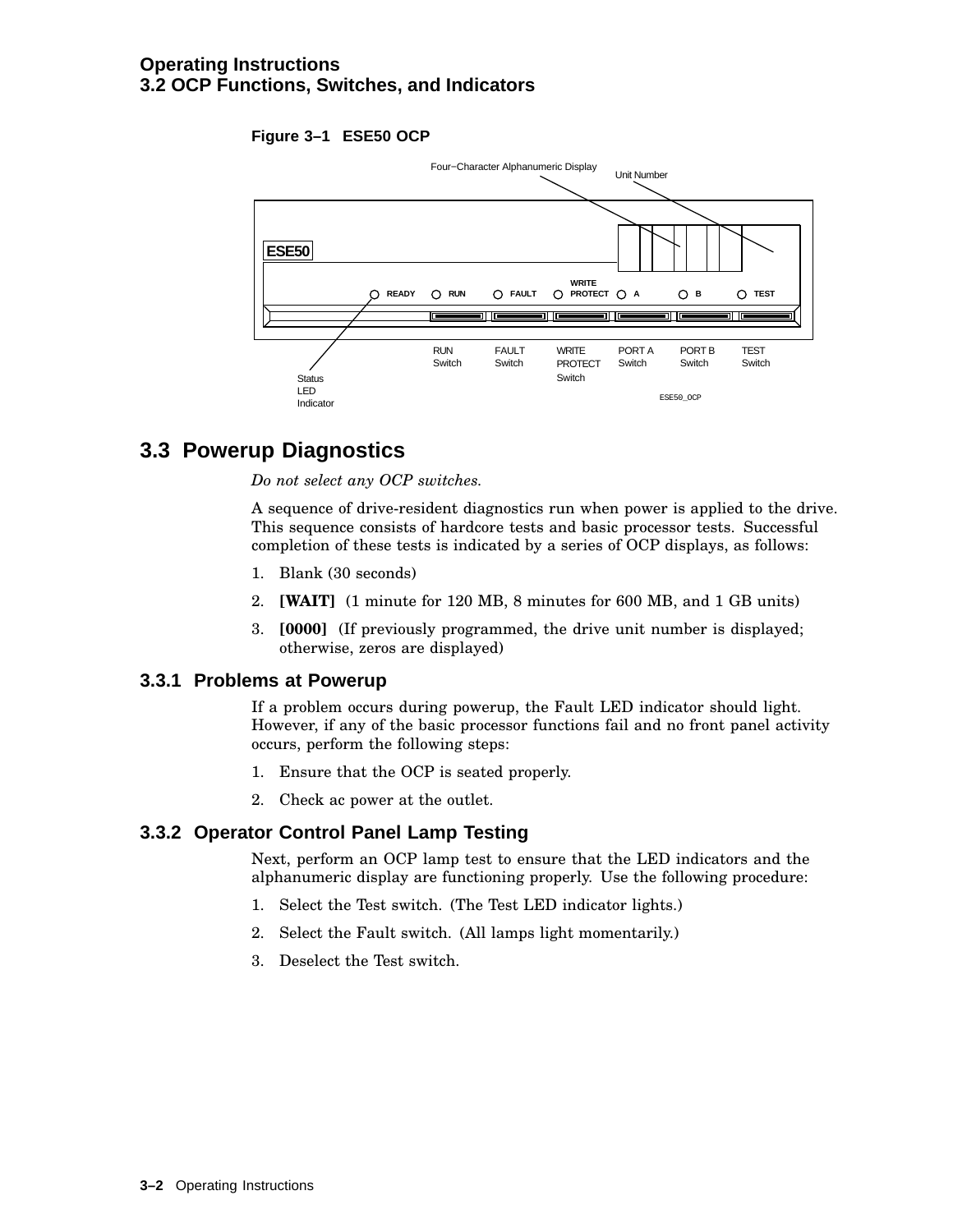**Figure 3–1 ESE50 OCP**

## 3.3 Powerup Diagnostics

*Do not select any OCP switches.*

A sequence of drive-resident diagnostics run when power is applied to the drive. This sequence consists of hardcore tests and basic processor tests. Successful completion of these tests is indicated by a series of OCP displays, as follows:

1. Blank (30 seconds)
2. **[WAIT]** (1 minute for 120 MB, 8 minutes for 600 MB, and 1 GB units)
3. **[0000]** (If previously programmed, the drive unit number is displayed; otherwise, zeros are displayed)

### 3.3.1 Problems at Powerup

If a problem occurs during powerup, the Fault LED indicator should light. However, if any of the basic processor functions fail and no front panel activity occurs, perform the following steps:

1. Ensure that the OCP is seated properly.
2. Check ac power at the outlet.

### 3.3.2 Operator Control Panel Lamp Testing

Next, perform an OCP lamp test to ensure that the LED indicators and the alphanumeric display are functioning properly. Use the following procedure:

1. Select the Test switch. (The Test LED indicator lights.)
2. Select the Fault switch. (All lamps light momentarily.)
3. Deselect the Test switch.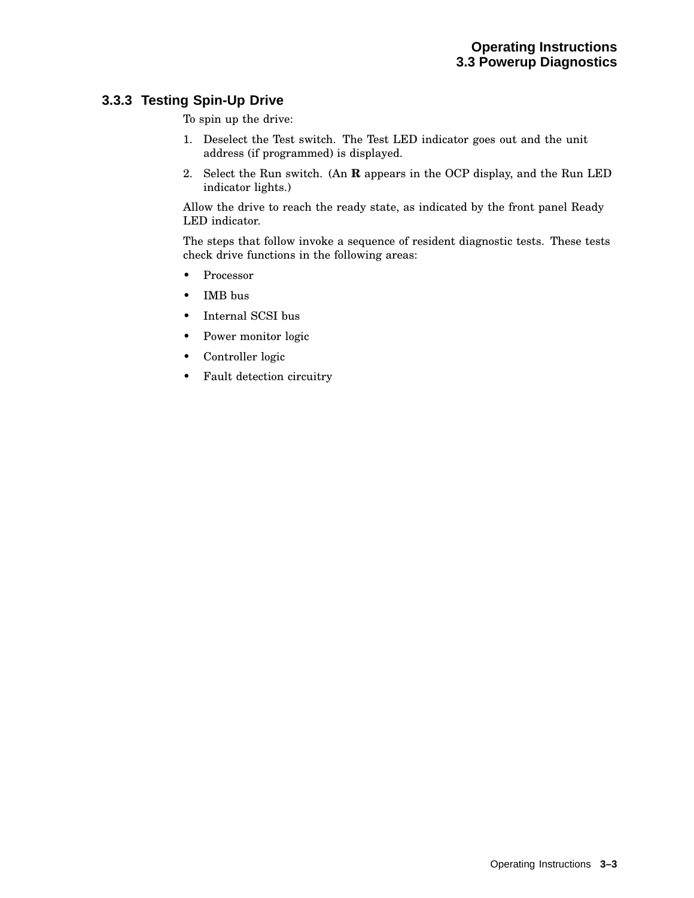### 3.3.3 Testing Spin-Up Drive

To spin up the drive:

1. Deselect the Test switch. The Test LED indicator goes out and the unit address (if programmed) is displayed.
2. Select the Run switch. (An **R** appears in the OCP display, and the Run LED indicator lights.)

Allow the drive to reach the ready state, as indicated by the front panel Ready LED indicator.

The steps that follow invoke a sequence of resident diagnostic tests. These tests check drive functions in the following areas:

- Processor
- IMB bus
- Internal SCSI bus
- Power monitor logic
- Controller logic
- Fault detection circuitry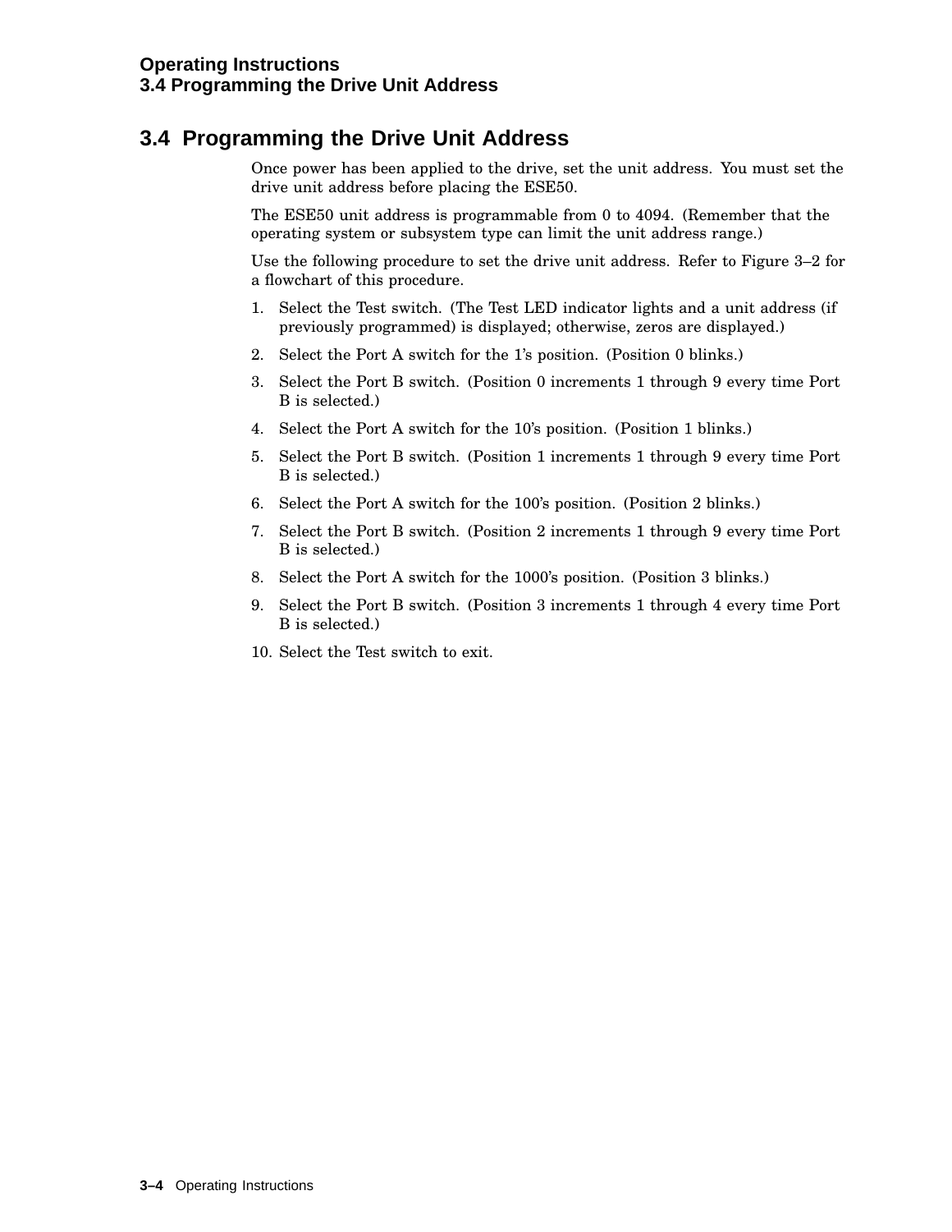## 3.4 Programming the Drive Unit Address

Once power has been applied to the drive, set the unit address. You must set the drive unit address before placing the ESE50.

The ESE50 unit address is programmable from 0 to 4094. (Remember that the operating system or subsystem type can limit the unit address range.)

Use the following procedure to set the drive unit address. Refer to Figure 3–2 for a flowchart of this procedure.

1. Select the Test switch. (The Test LED indicator lights and a unit address (if previously programmed) is displayed; otherwise, zeros are displayed.)
2. Select the Port A switch for the 1's position. (Position 0 blinks.)
3. Select the Port B switch. (Position 0 increments 1 through 9 every time Port B is selected.)
4. Select the Port A switch for the 10's position. (Position 1 blinks.)
5. Select the Port B switch. (Position 1 increments 1 through 9 every time Port B is selected.)
6. Select the Port A switch for the 100's position. (Position 2 blinks.)
7. Select the Port B switch. (Position 2 increments 1 through 9 every time Port B is selected.)
8. Select the Port A switch for the 1000's position. (Position 3 blinks.)
9. Select the Port B switch. (Position 3 increments 1 through 4 every time Port B is selected.)
10. Select the Test switch to exit.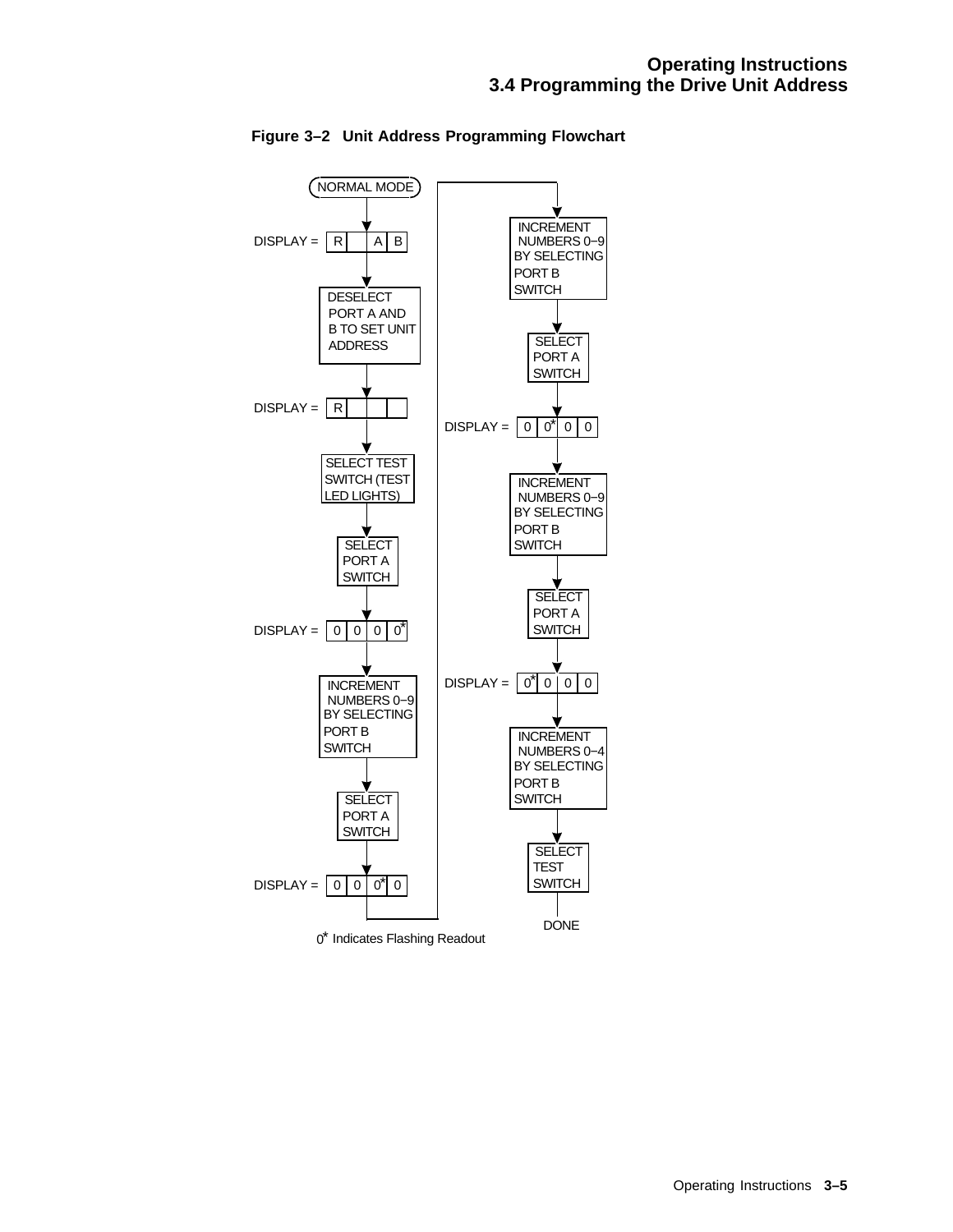**Figure 3–2 Unit Address Programming Flowchart**

```
NORMAL MODE
    |
DISPLAY = | R |   | A | B |
    |
DESELECT PORT A AND B TO SET UNIT ADDRESS
    |
DISPLAY = | R |   |   |   |
    |
SELECT TEST SWITCH (TEST LED LIGHTS)
    |
SELECT PORT A SWITCH
    |
DISPLAY = | 0 | 0 | 0 | 0* |
    |
INCREMENT NUMBERS 0−9 BY SELECTING PORT B SWITCH
    |
SELECT PORT A SWITCH
    |
DISPLAY = | 0 | 0 | 0* | 0 |
    |
INCREMENT NUMBERS 0−9 BY SELECTING PORT B SWITCH
    |
SELECT PORT A SWITCH
    |
DISPLAY = | 0 | 0* | 0 | 0 |
    |
INCREMENT NUMBERS 0−9 BY SELECTING PORT B SWITCH
    |
SELECT PORT A SWITCH
    |
DISPLAY = | 0* | 0 | 0 | 0 |
    |
INCREMENT NUMBERS 0−4 BY SELECTING PORT B SWITCH
    |
SELECT TEST SWITCH
    |
DONE
```

0* Indicates Flashing Readout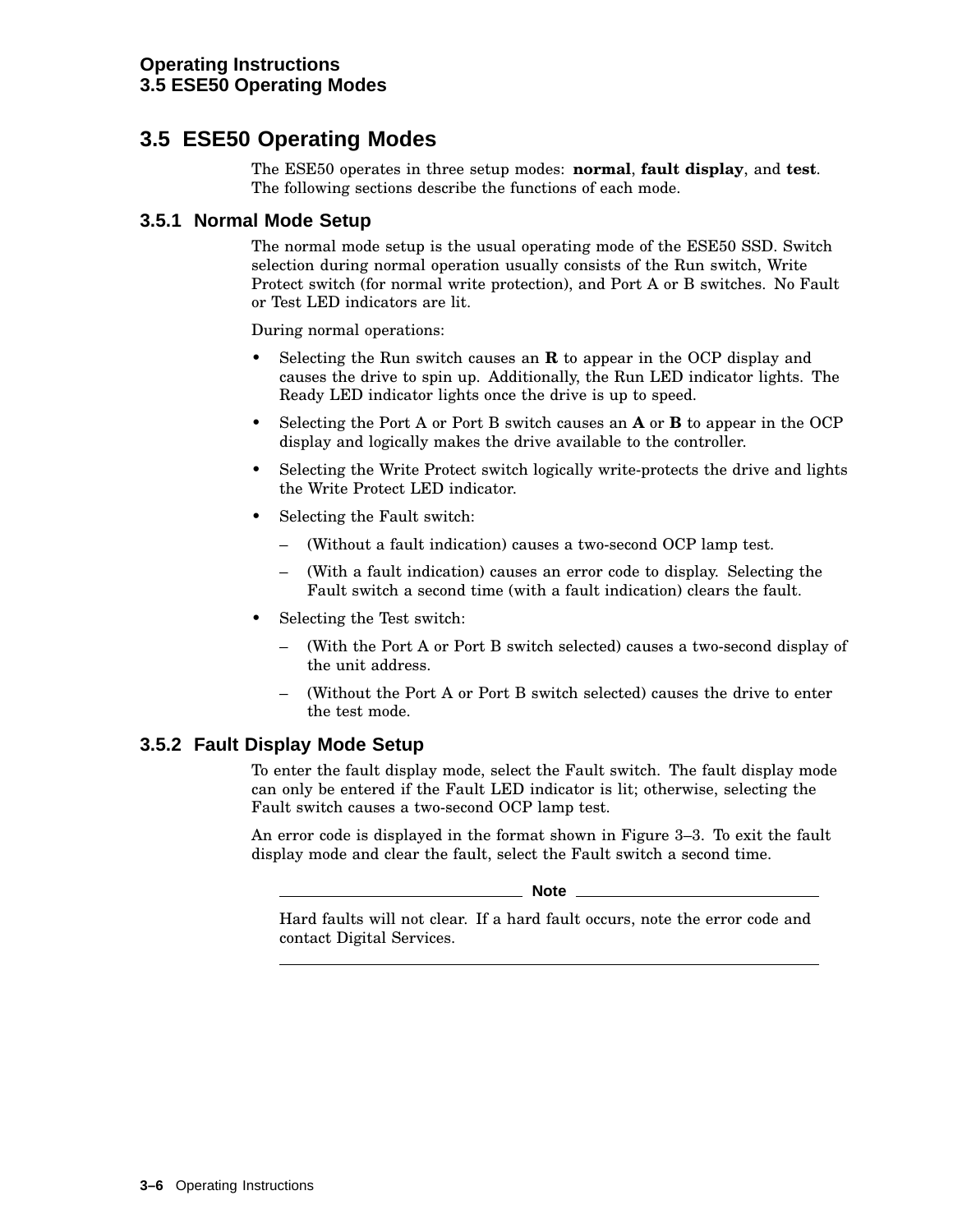## 3.5 ESE50 Operating Modes

The ESE50 operates in three setup modes: **normal**, **fault display**, and **test**. The following sections describe the functions of each mode.

### 3.5.1 Normal Mode Setup

The normal mode setup is the usual operating mode of the ESE50 SSD. Switch selection during normal operation usually consists of the Run switch, Write Protect switch (for normal write protection), and Port A or B switches. No Fault or Test LED indicators are lit.

During normal operations:

- Selecting the Run switch causes an **R** to appear in the OCP display and causes the drive to spin up. Additionally, the Run LED indicator lights. The Ready LED indicator lights once the drive is up to speed.
- Selecting the Port A or Port B switch causes an **A** or **B** to appear in the OCP display and logically makes the drive available to the controller.
- Selecting the Write Protect switch logically write-protects the drive and lights the Write Protect LED indicator.
- Selecting the Fault switch:
  - (Without a fault indication) causes a two-second OCP lamp test.
  - (With a fault indication) causes an error code to display. Selecting the Fault switch a second time (with a fault indication) clears the fault.
- Selecting the Test switch:
  - (With the Port A or Port B switch selected) causes a two-second display of the unit address.
  - (Without the Port A or Port B switch selected) causes the drive to enter the test mode.

### 3.5.2 Fault Display Mode Setup

To enter the fault display mode, select the Fault switch. The fault display mode can only be entered if the Fault LED indicator is lit; otherwise, selecting the Fault switch causes a two-second OCP lamp test.

An error code is displayed in the format shown in Figure 3–3. To exit the fault display mode and clear the fault, select the Fault switch a second time.

---

**Note**

Hard faults will not clear. If a hard fault occurs, note the error code and contact Digital Services.

---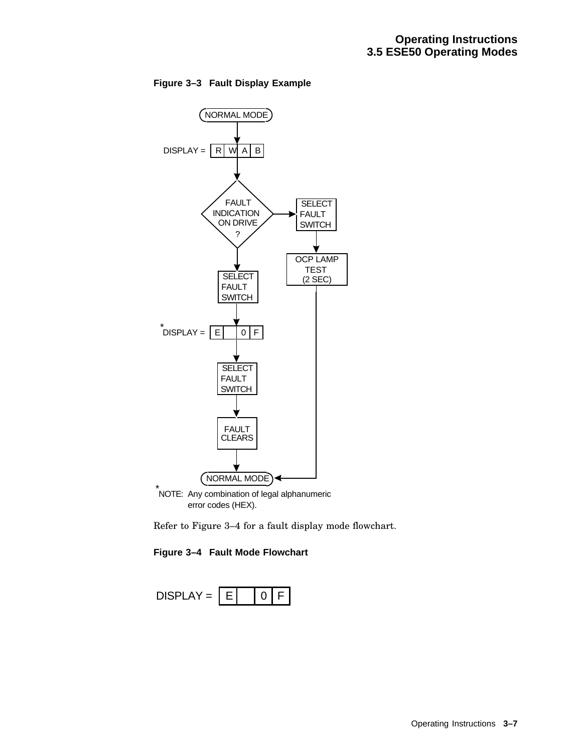**Figure 3–3 Fault Display Example**

NORMAL MODE

DISPLAY = | R | W | A | B |

FAULT INDICATION ON DRIVE ?

SELECT FAULT SWITCH

OCP LAMP TEST (2 SEC)

SELECT FAULT SWITCH

*DISPLAY = | E | | 0 | F |

SELECT FAULT SWITCH

FAULT CLEARS

NORMAL MODE

*NOTE: Any combination of legal alphanumeric error codes (HEX).

Refer to Figure 3–4 for a fault display mode flowchart.

**Figure 3–4 Fault Mode Flowchart**

DISPLAY = | E | | 0 | F |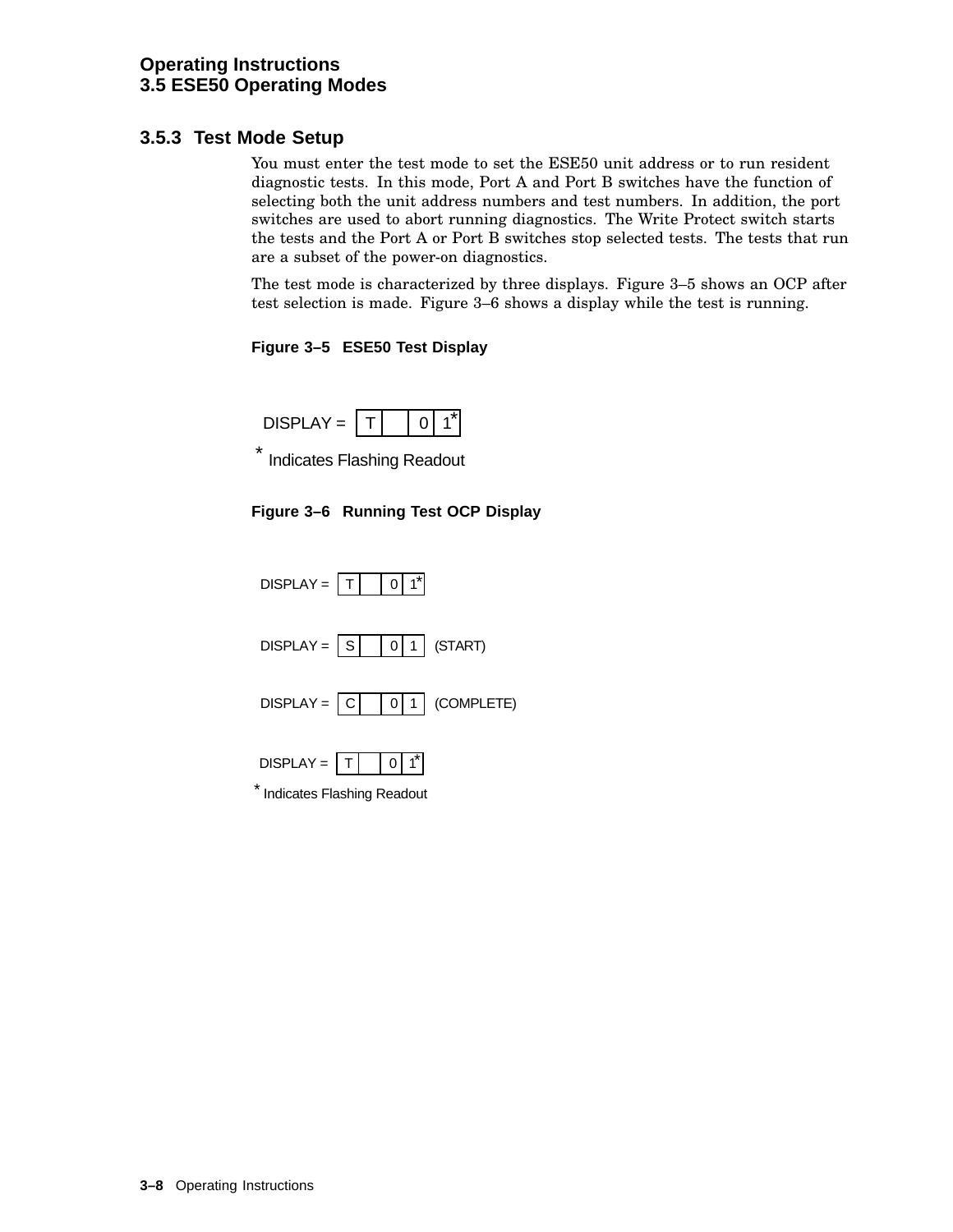### 3.5.3 Test Mode Setup

You must enter the test mode to set the ESE50 unit address or to run resident diagnostic tests. In this mode, Port A and Port B switches have the function of selecting both the unit address numbers and test numbers. In addition, the port switches are used to abort running diagnostics. The Write Protect switch starts the tests and the Port A or Port B switches stop selected tests. The tests that run are a subset of the power-on diagnostics.

The test mode is characterized by three displays. Figure 3–5 shows an OCP after test selection is made. Figure 3–6 shows a display while the test is running.

**Figure 3–5 ESE50 Test Display**

DISPLAY = | T | | 0 | 1* |

* Indicates Flashing Readout

**Figure 3–6 Running Test OCP Display**

DISPLAY = | T | | 0 | 1* |

DISPLAY = | S | | 0 | 1 | (START)

DISPLAY = | C | | 0 | 1 | (COMPLETE)

DISPLAY = | T | | 0 | 1* |

* Indicates Flashing Readout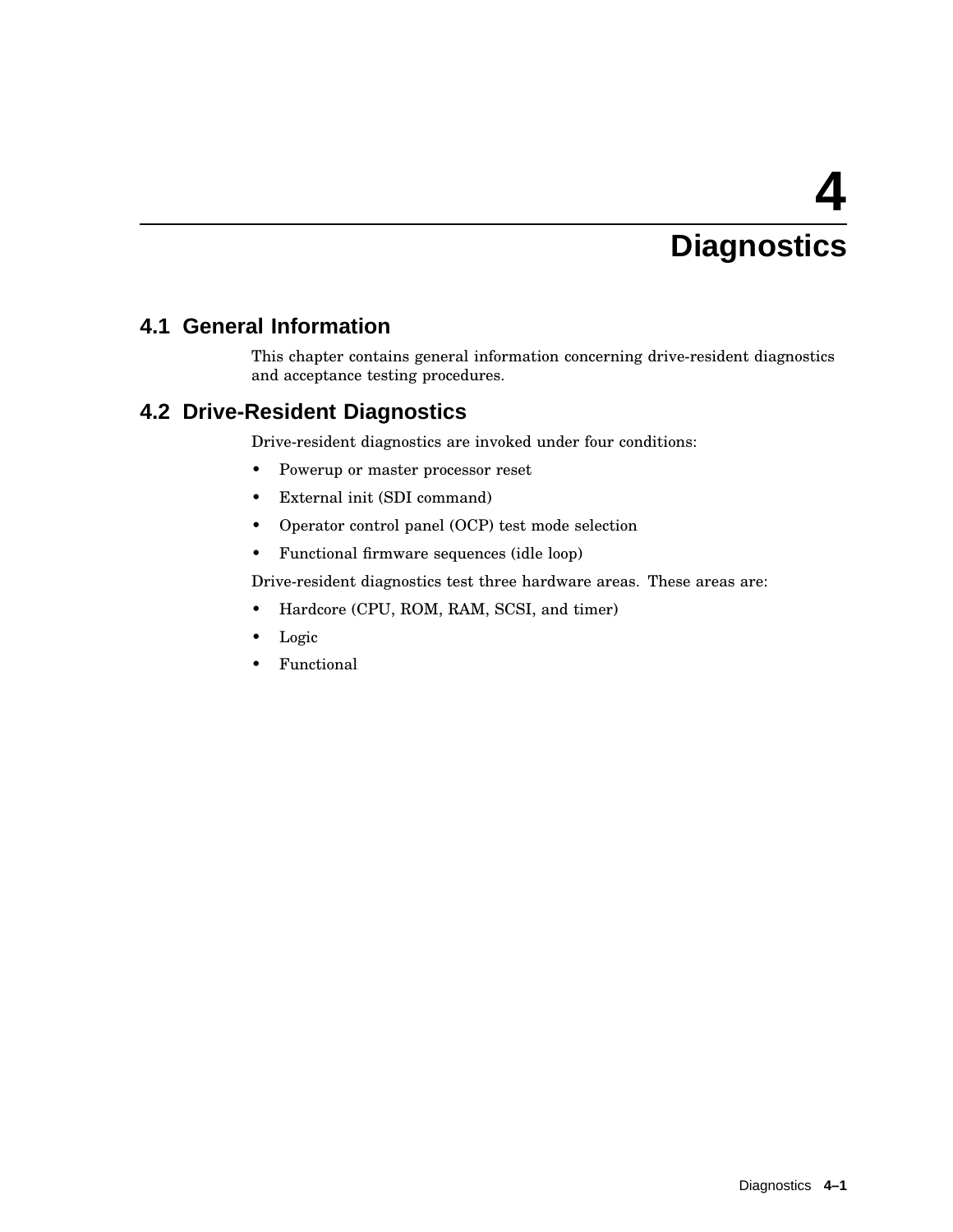# 4 Diagnostics

## 4.1 General Information

This chapter contains general information concerning drive-resident diagnostics and acceptance testing procedures.

## 4.2 Drive-Resident Diagnostics

Drive-resident diagnostics are invoked under four conditions:

- Powerup or master processor reset
- External init (SDI command)
- Operator control panel (OCP) test mode selection
- Functional firmware sequences (idle loop)

Drive-resident diagnostics test three hardware areas. These areas are:

- Hardcore (CPU, ROM, RAM, SCSI, and timer)
- Logic
- Functional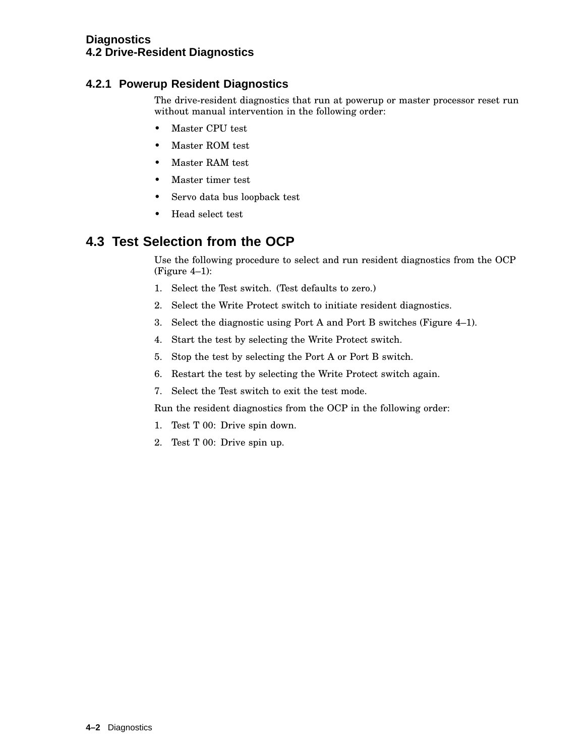### 4.2.1 Powerup Resident Diagnostics

The drive-resident diagnostics that run at powerup or master processor reset run without manual intervention in the following order:

- Master CPU test
- Master ROM test
- Master RAM test
- Master timer test
- Servo data bus loopback test
- Head select test

## 4.3 Test Selection from the OCP

Use the following procedure to select and run resident diagnostics from the OCP (Figure 4–1):

1. Select the Test switch. (Test defaults to zero.)
2. Select the Write Protect switch to initiate resident diagnostics.
3. Select the diagnostic using Port A and Port B switches (Figure 4–1).
4. Start the test by selecting the Write Protect switch.
5. Stop the test by selecting the Port A or Port B switch.
6. Restart the test by selecting the Write Protect switch again.
7. Select the Test switch to exit the test mode.

Run the resident diagnostics from the OCP in the following order:

1. Test T 00: Drive spin down.
2. Test T 00: Drive spin up.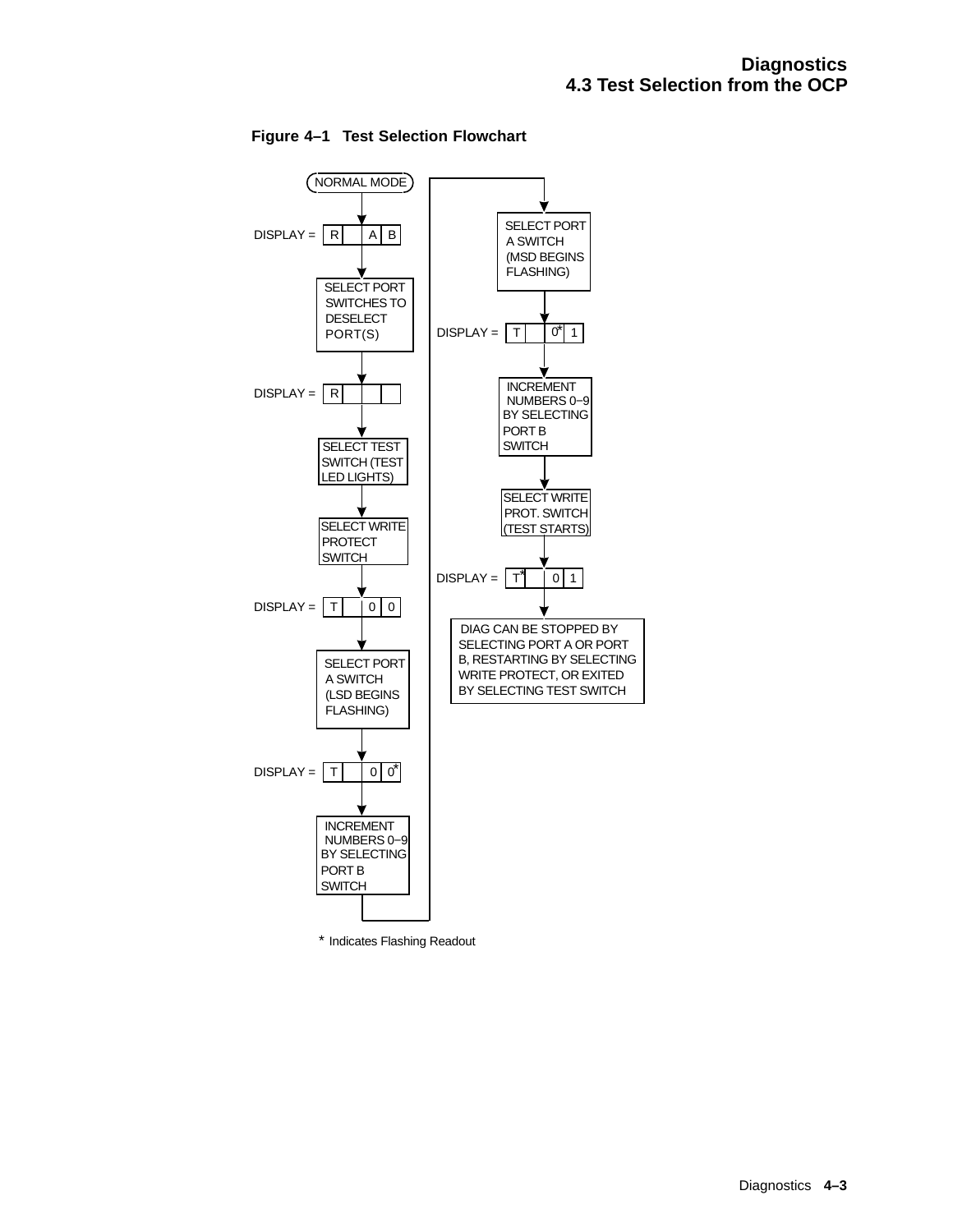**Figure 4–1 Test Selection Flowchart**

NORMAL MODE

DISPLAY = | R | | A | B |

SELECT PORT SWITCHES TO DESELECT PORT(S)

DISPLAY = | R | | | |

SELECT TEST SWITCH (TEST LED LIGHTS)

SELECT WRITE PROTECT SWITCH

DISPLAY = | T | | 0 | 0 |

SELECT PORT A SWITCH (LSD BEGINS FLASHING)

DISPLAY = | T | | 0 | 0* |

INCREMENT NUMBERS 0−9 BY SELECTING PORT B SWITCH

SELECT PORT A SWITCH (MSD BEGINS FLASHING)

DISPLAY = | T | | 0* | 1 |

INCREMENT NUMBERS 0−9 BY SELECTING PORT B SWITCH

SELECT WRITE PROT. SWITCH (TEST STARTS)

DISPLAY = | T* | | 0 | 1 |

DIAG CAN BE STOPPED BY SELECTING PORT A OR PORT B, RESTARTING BY SELECTING WRITE PROTECT, OR EXITED BY SELECTING TEST SWITCH

* Indicates Flashing Readout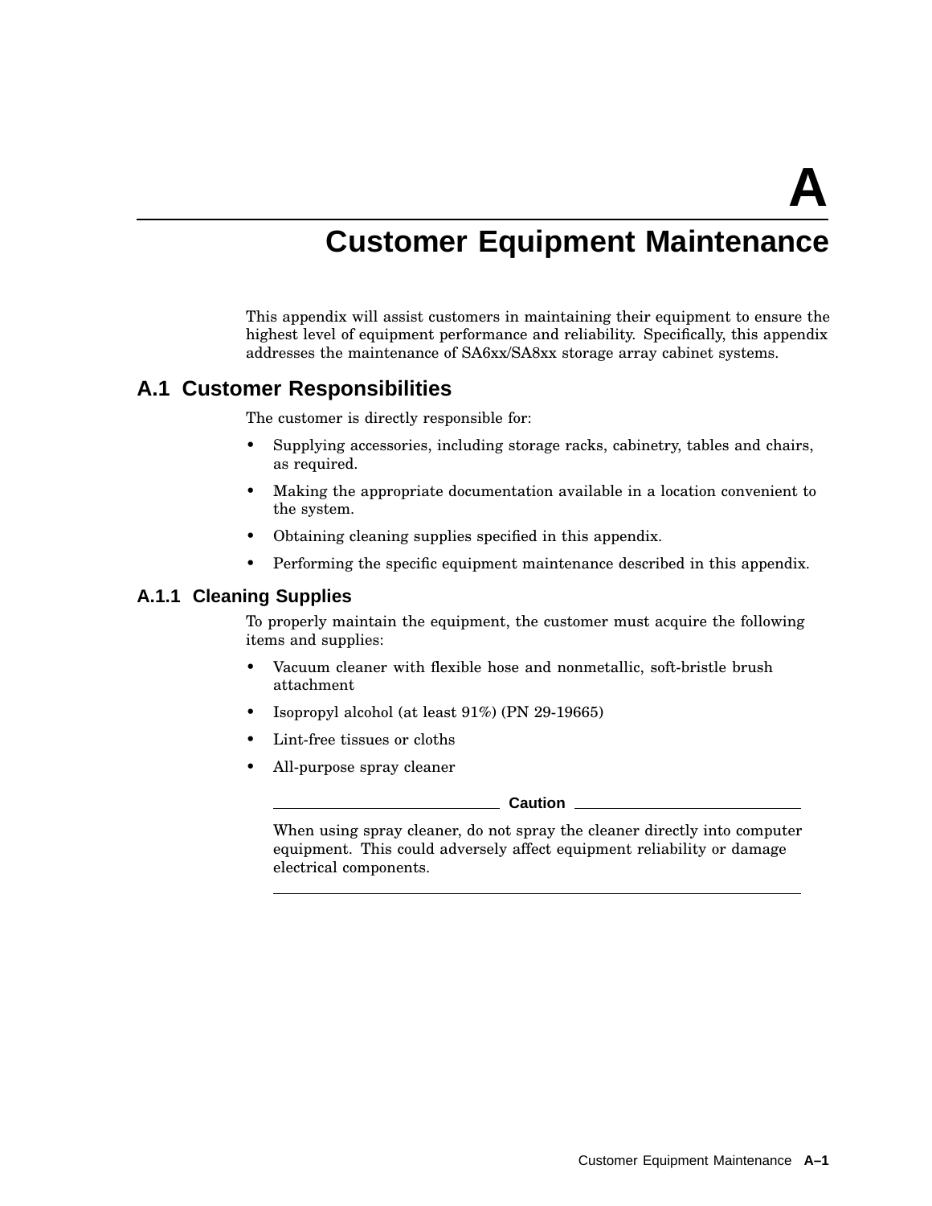# A

# Customer Equipment Maintenance

This appendix will assist customers in maintaining their equipment to ensure the highest level of equipment performance and reliability. Specifically, this appendix addresses the maintenance of SA6xx/SA8xx storage array cabinet systems.

## A.1 Customer Responsibilities

The customer is directly responsible for:

- Supplying accessories, including storage racks, cabinetry, tables and chairs, as required.
- Making the appropriate documentation available in a location convenient to the system.
- Obtaining cleaning supplies specified in this appendix.
- Performing the specific equipment maintenance described in this appendix.

### A.1.1 Cleaning Supplies

To properly maintain the equipment, the customer must acquire the following items and supplies:

- Vacuum cleaner with flexible hose and nonmetallic, soft-bristle brush attachment
- Isopropyl alcohol (at least 91%) (PN 29-19665)
- Lint-free tissues or cloths
- All-purpose spray cleaner

**Caution**

When using spray cleaner, do not spray the cleaner directly into computer equipment. This could adversely affect equipment reliability or damage electrical components.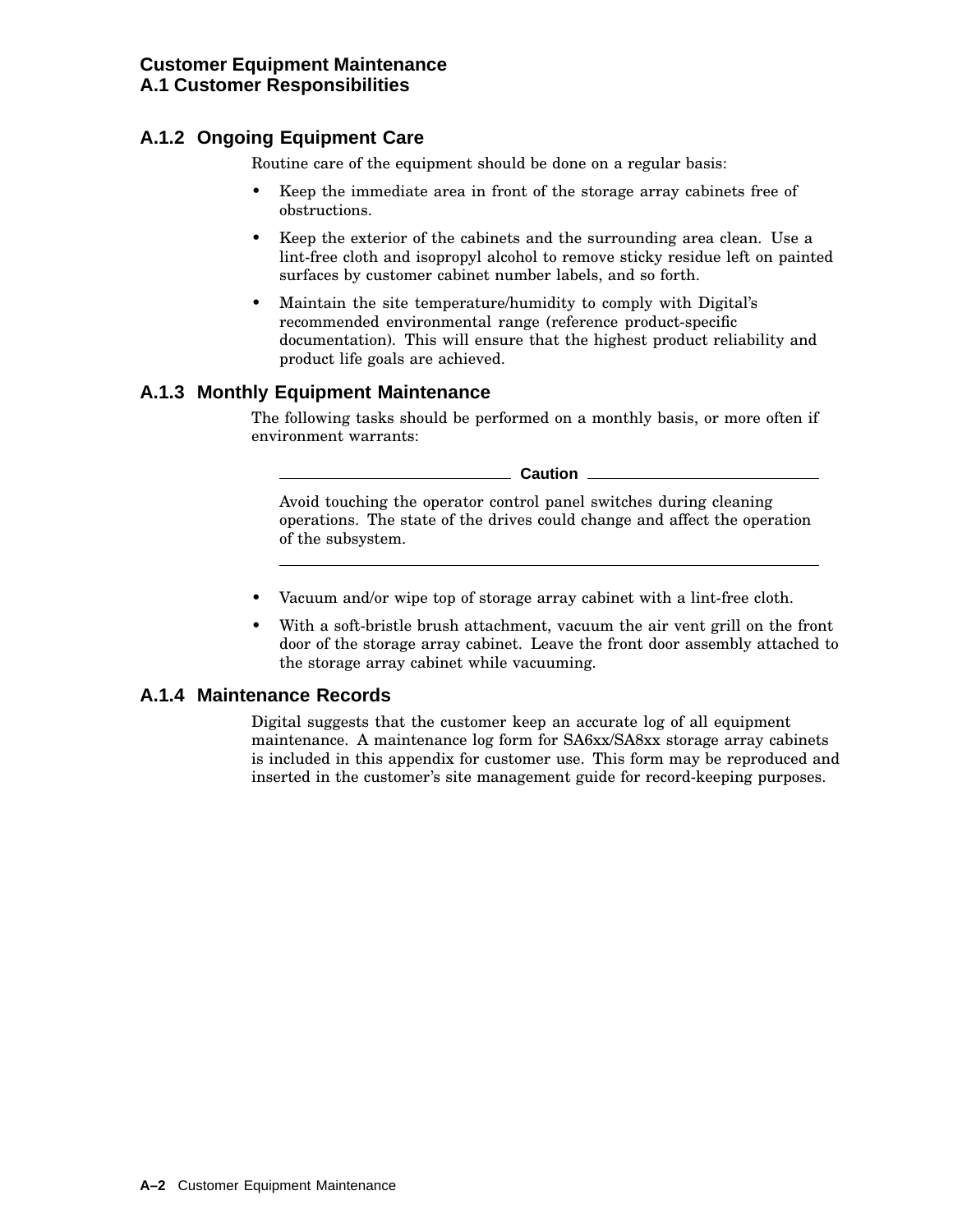### A.1.2 Ongoing Equipment Care

Routine care of the equipment should be done on a regular basis:

- Keep the immediate area in front of the storage array cabinets free of obstructions.
- Keep the exterior of the cabinets and the surrounding area clean. Use a lint-free cloth and isopropyl alcohol to remove sticky residue left on painted surfaces by customer cabinet number labels, and so forth.
- Maintain the site temperature/humidity to comply with Digital's recommended environmental range (reference product-specific documentation). This will ensure that the highest product reliability and product life goals are achieved.

### A.1.3 Monthly Equipment Maintenance

The following tasks should be performed on a monthly basis, or more often if environment warrants:

**Caution**

Avoid touching the operator control panel switches during cleaning operations. The state of the drives could change and affect the operation of the subsystem.

---

- Vacuum and/or wipe top of storage array cabinet with a lint-free cloth.
- With a soft-bristle brush attachment, vacuum the air vent grill on the front door of the storage array cabinet. Leave the front door assembly attached to the storage array cabinet while vacuuming.

### A.1.4 Maintenance Records

Digital suggests that the customer keep an accurate log of all equipment maintenance. A maintenance log form for SA6xx/SA8xx storage array cabinets is included in this appendix for customer use. This form may be reproduced and inserted in the customer's site management guide for record-keeping purposes.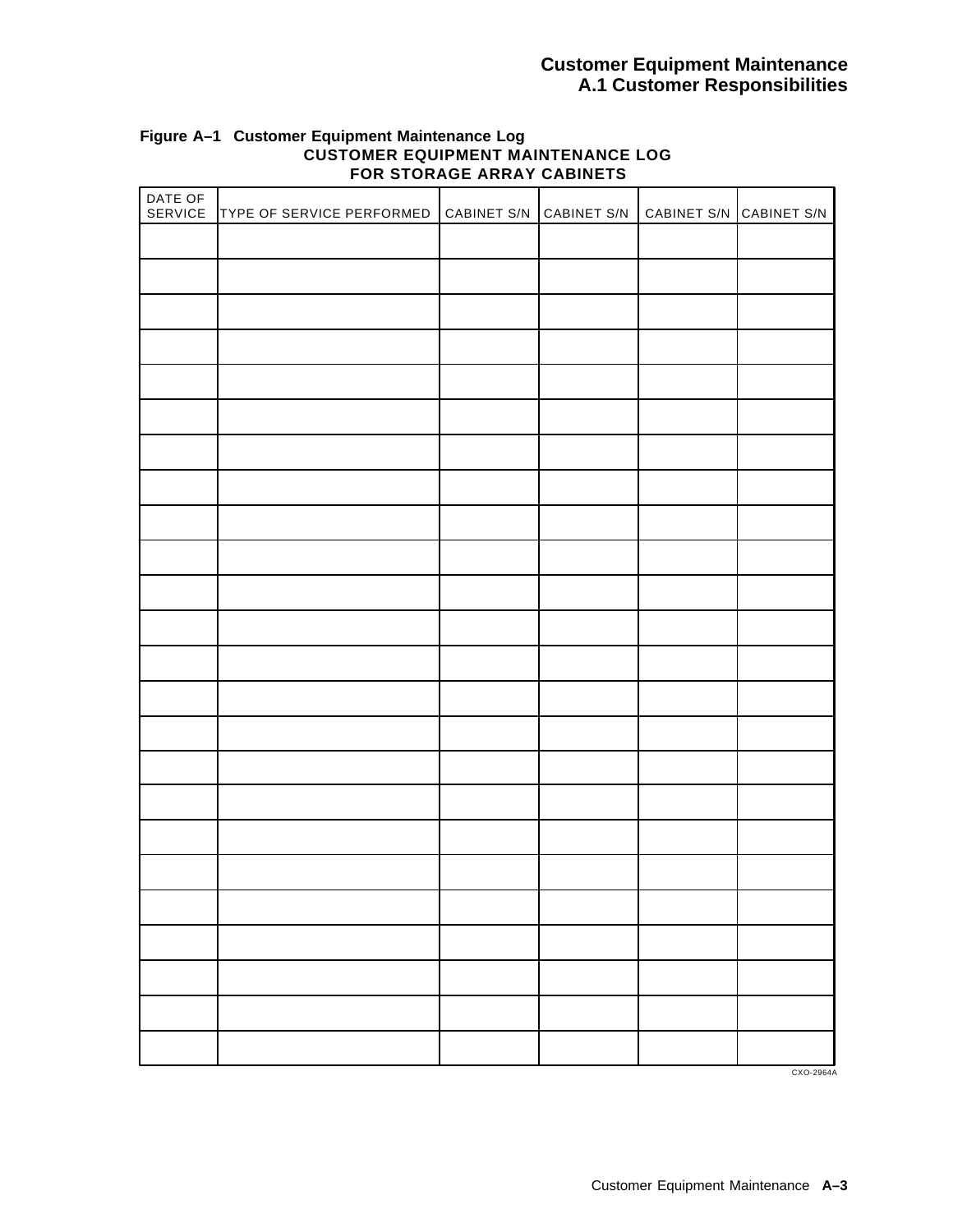**Figure A–1 Customer Equipment Maintenance Log**

**CUSTOMER EQUIPMENT MAINTENANCE LOG**
**FOR STORAGE ARRAY CABINETS**

| DATE OF SERVICE | TYPE OF SERVICE PERFORMED | CABINET S/N | CABINET S/N | CABINET S/N | CABINET S/N |
|---|---|---|---|---|---|
| | | | | | |
| | | | | | |
| | | | | | |
| | | | | | |
| | | | | | |
| | | | | | |
| | | | | | |
| | | | | | |
| | | | | | |
| | | | | | |
| | | | | | |
| | | | | | |
| | | | | | |
| | | | | | |
| | | | | | |
| | | | | | |
| | | | | | |
| | | | | | |
| | | | | | |
| | | | | | |
| | | | | | |
| | | | | | |
| | | | | | |
| | | | | | |

CXO-2964A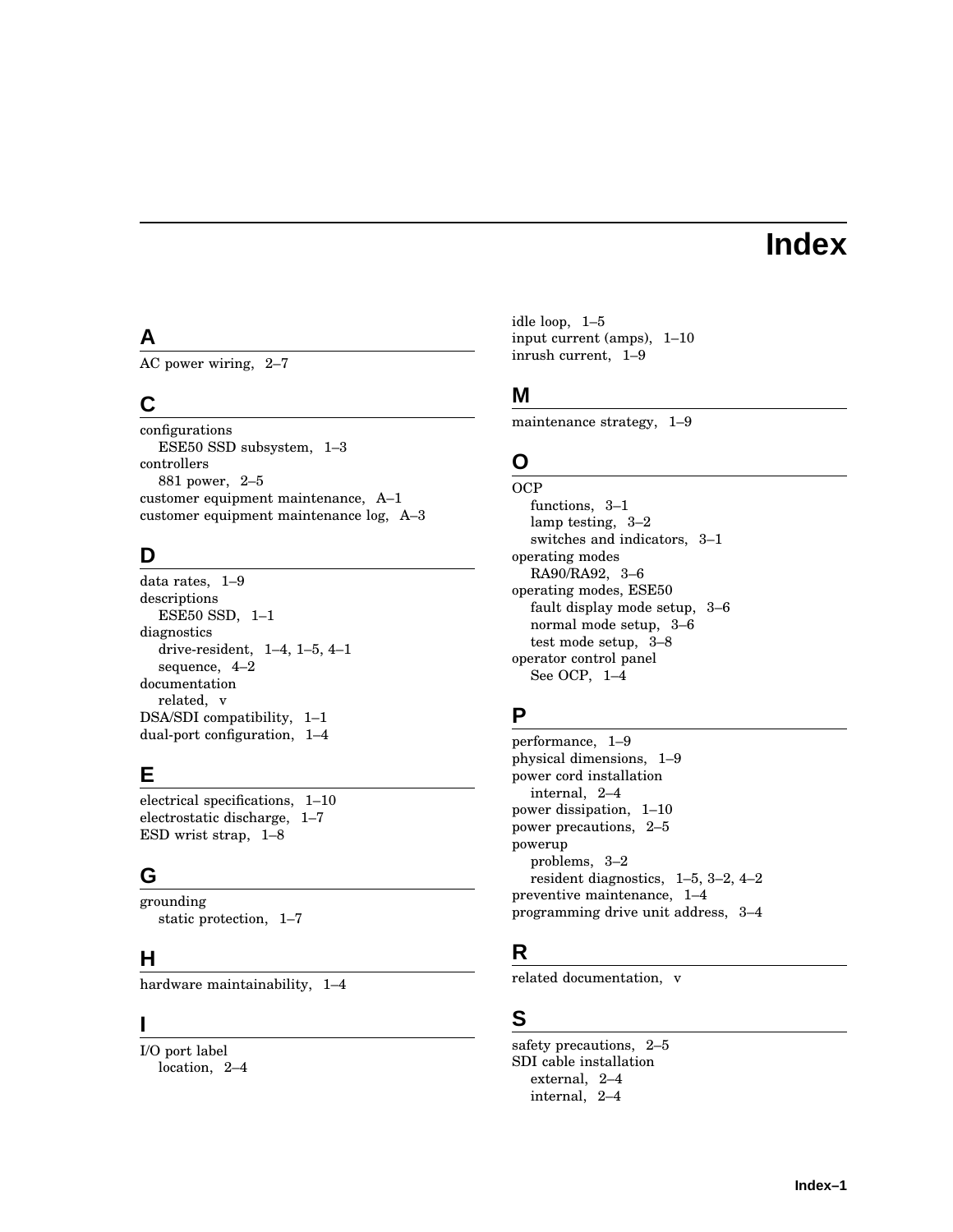# Index

## A

AC power wiring, 2–7

## C

configurations
- ESE50 SSD subsystem, 1–3

controllers
- 881 power, 2–5

customer equipment maintenance, A–1
customer equipment maintenance log, A–3

## D

data rates, 1–9
descriptions
- ESE50 SSD, 1–1

diagnostics
- drive-resident, 1–4, 1–5, 4–1
- sequence, 4–2

documentation
- related, v

DSA/SDI compatibility, 1–1
dual-port configuration, 1–4

## E

electrical specifications, 1–10
electrostatic discharge, 1–7
ESD wrist strap, 1–8

## G

grounding
- static protection, 1–7

## H

hardware maintainability, 1–4

## I

I/O port label
- location, 2–4

idle loop, 1–5
input current (amps), 1–10
inrush current, 1–9

## M

maintenance strategy, 1–9

## O

OCP
- functions, 3–1
- lamp testing, 3–2
- switches and indicators, 3–1

operating modes
- RA90/RA92, 3–6

operating modes, ESE50
- fault display mode setup, 3–6
- normal mode setup, 3–6
- test mode setup, 3–8

operator control panel
- See OCP, 1–4

## P

performance, 1–9
physical dimensions, 1–9
power cord installation
- internal, 2–4

power dissipation, 1–10
power precautions, 2–5
powerup
- problems, 3–2
- resident diagnostics, 1–5, 3–2, 4–2

preventive maintenance, 1–4
programming drive unit address, 3–4

## R

related documentation, v

## S

safety precautions, 2–5
SDI cable installation
- external, 2–4
- internal, 2–4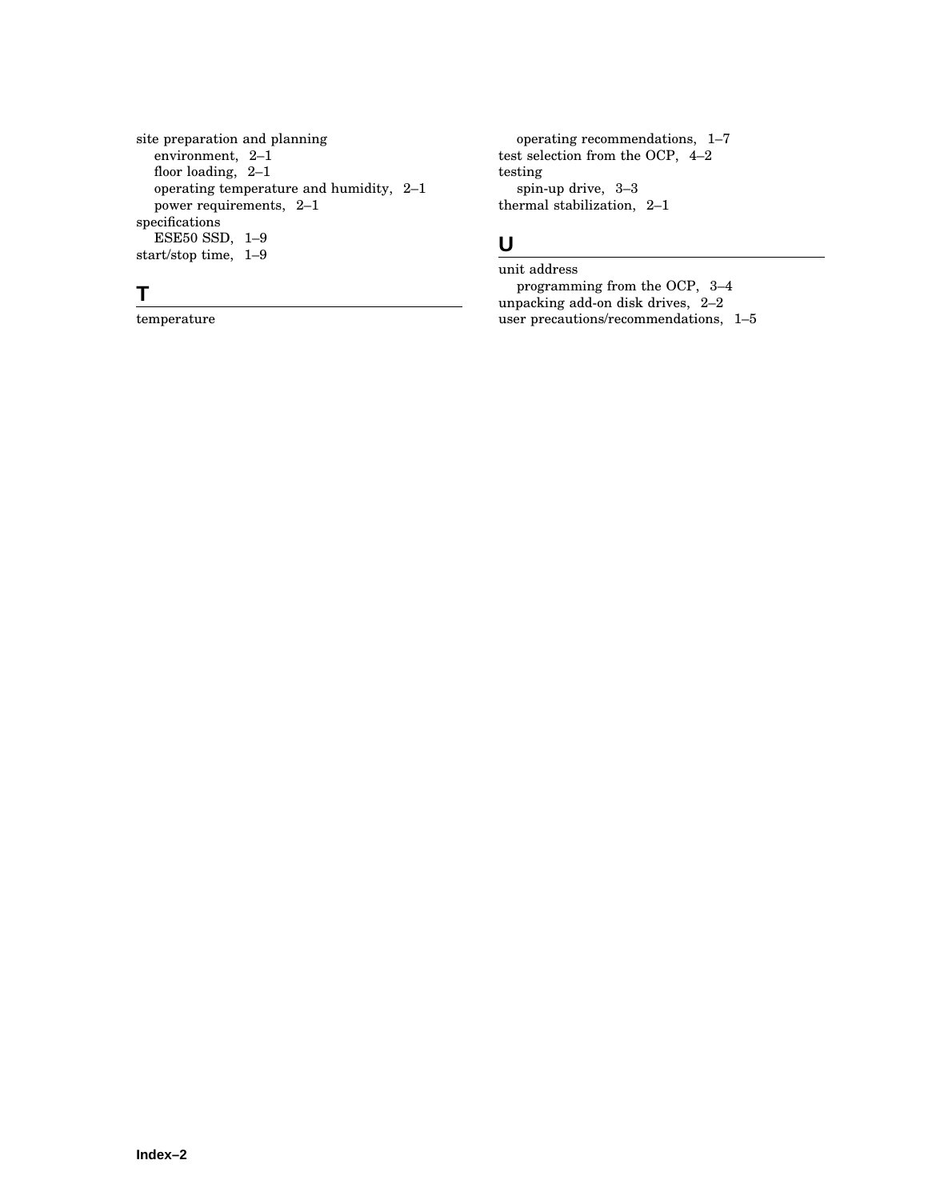site preparation and planning
  environment, 2–1
  floor loading, 2–1
  operating temperature and humidity, 2–1
  power requirements, 2–1
specifications
  ESE50 SSD, 1–9
start/stop time, 1–9

## T

temperature
  operating recommendations, 1–7
test selection from the OCP, 4–2
testing
  spin-up drive, 3–3
thermal stabilization, 2–1

## U

unit address
  programming from the OCP, 3–4
unpacking add-on disk drives, 2–2
user precautions/recommendations, 1–5